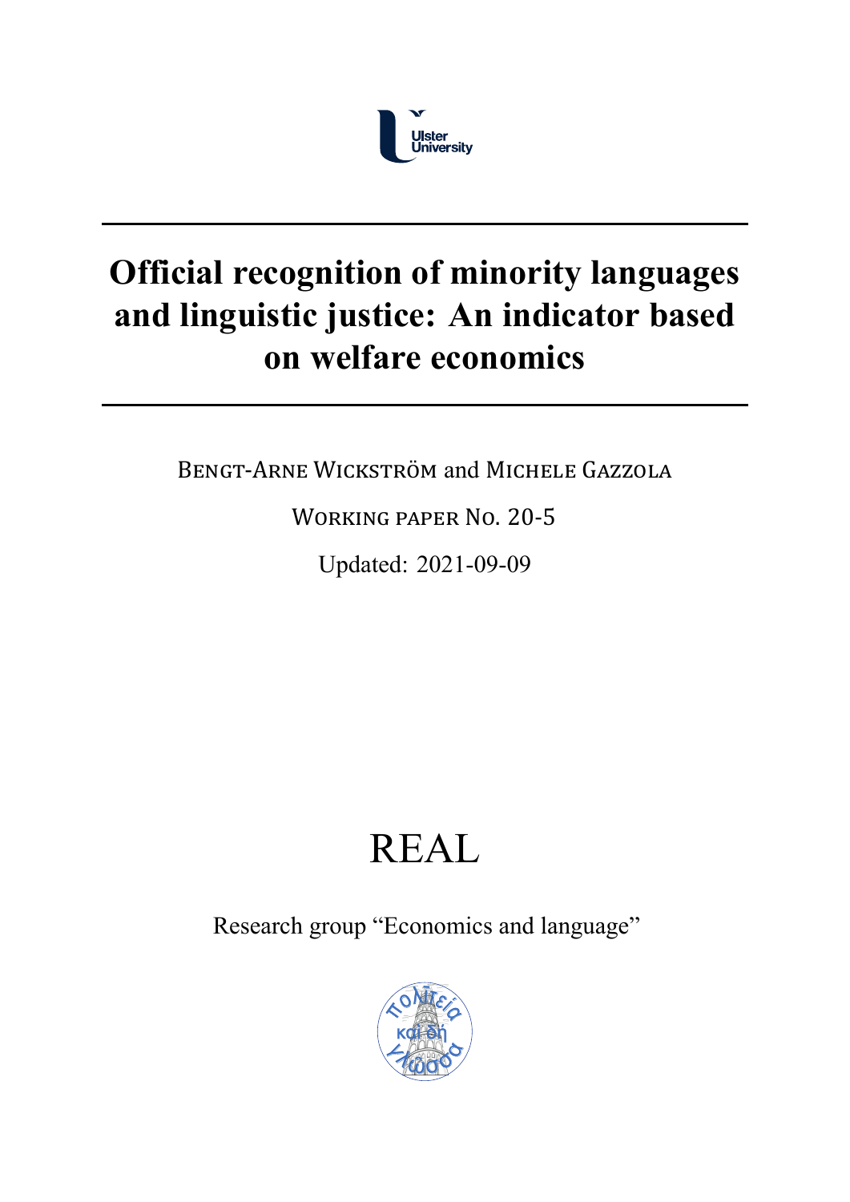Ulster University

# Official recognition of minority languages and linguistic justice: An indicator based on welfare economics

Bengt-Arne Wickström and Michele Gazzola

Working paper No. 20-5

Updated: 2021-09-09

# REAL

Research group "Economics and language"

πολιτεία καὶ δὴ γλῶσσα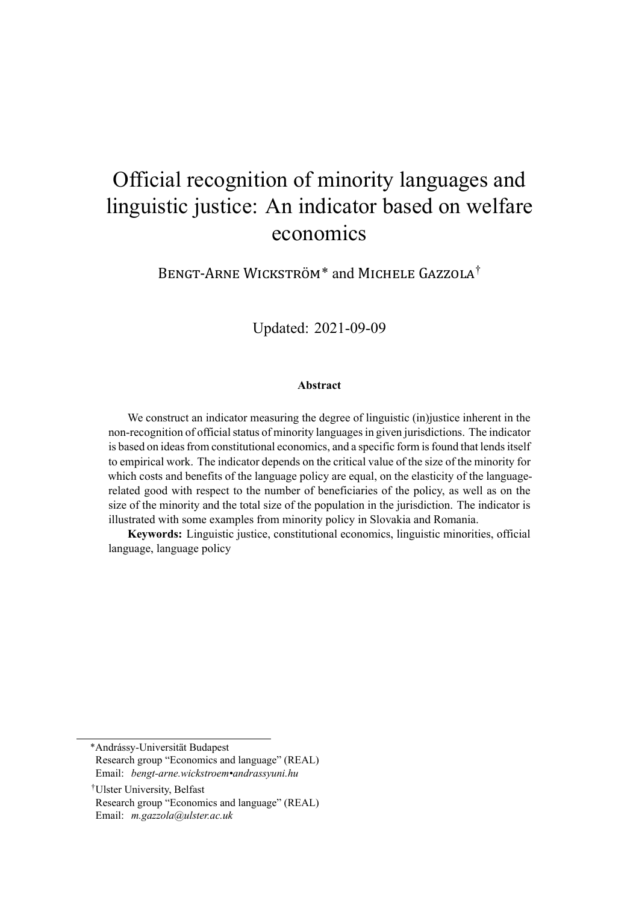# Official recognition of minority languages and linguistic justice: An indicator based on welfare economics

Bengt-Arne Wickström* and Michele Gazzola†

Updated: 2021-09-09

**Abstract**

We construct an indicator measuring the degree of linguistic (in)justice inherent in the non-recognition of official status of minority languages in given jurisdictions. The indicator is based on ideas from constitutional economics, and a specific form is found that lends itself to empirical work. The indicator depends on the critical value of the size of the minority for which costs and benefits of the language policy are equal, on the elasticity of the language-related good with respect to the number of beneficiaries of the policy, as well as on the size of the minority and the total size of the population in the jurisdiction. The indicator is illustrated with some examples from minority policy in Slovakia and Romania.

**Keywords:** Linguistic justice, constitutional economics, linguistic minorities, official language, language policy

---

*Andrássy-Universität Budapest
Research group "Economics and language" (REAL)
Email: *bengt-arne.wickstroem•andrassyuni.hu*

†Ulster University, Belfast
Research group "Economics and language" (REAL)
Email: *m.gazzola@ulster.ac.uk*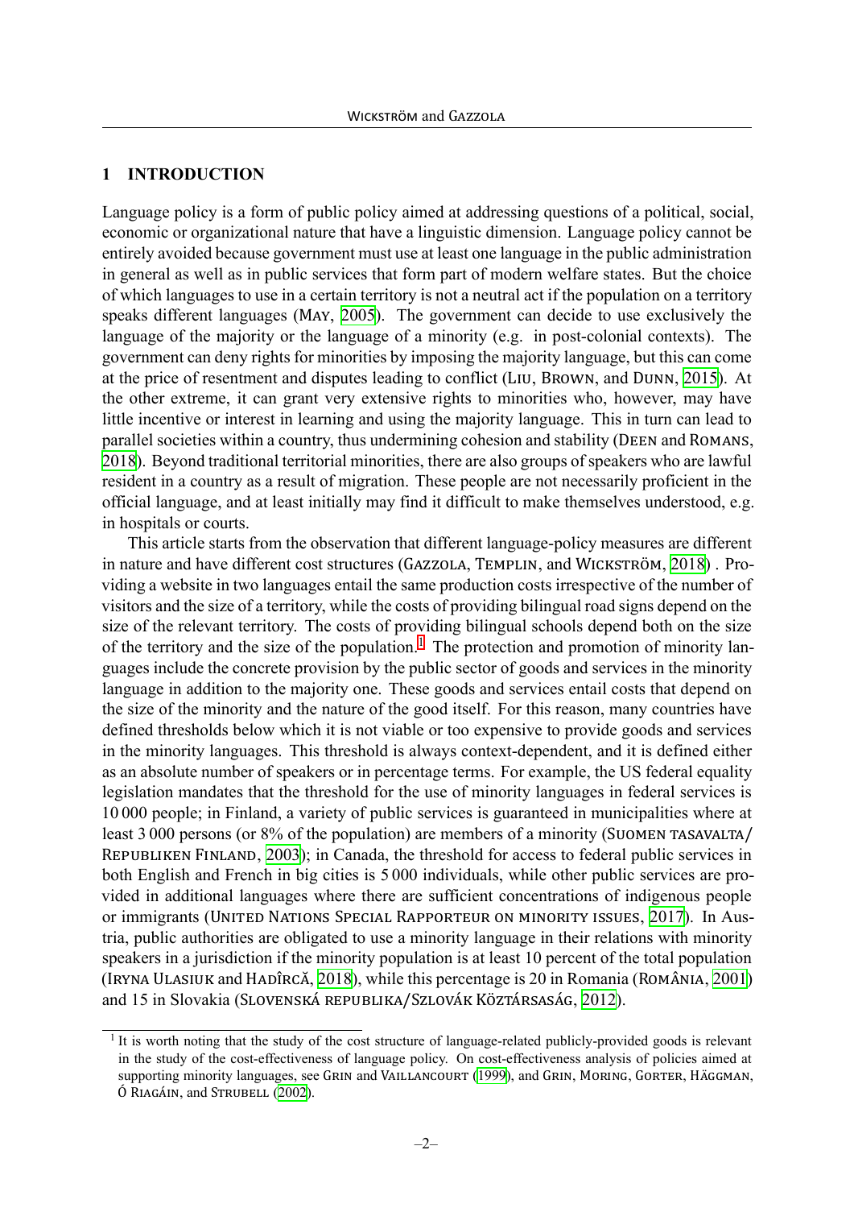## 1 INTRODUCTION

Language policy is a form of public policy aimed at addressing questions of a political, social, economic or organizational nature that have a linguistic dimension. Language policy cannot be entirely avoided because government must use at least one language in the public administration in general as well as in public services that form part of modern welfare states. But the choice of which languages to use in a certain territory is not a neutral act if the population on a territory speaks different languages (May, 2005). The government can decide to use exclusively the language of the majority or the language of a minority (e.g. in post-colonial contexts). The government can deny rights for minorities by imposing the majority language, but this can come at the price of resentment and disputes leading to conflict (Liu, Brown, and Dunn, 2015). At the other extreme, it can grant very extensive rights to minorities who, however, may have little incentive or interest in learning and using the majority language. This in turn can lead to parallel societies within a country, thus undermining cohesion and stability (Deen and Romans, 2018). Beyond traditional territorial minorities, there are also groups of speakers who are lawful resident in a country as a result of migration. These people are not necessarily proficient in the official language, and at least initially may find it difficult to make themselves understood, e.g. in hospitals or courts.

This article starts from the observation that different language-policy measures are different in nature and have different cost structures (Gazzola, Templin, and Wickström, 2018) . Providing a website in two languages entail the same production costs irrespective of the number of visitors and the size of a territory, while the costs of providing bilingual road signs depend on the size of the relevant territory. The costs of providing bilingual schools depend both on the size of the territory and the size of the population.[1] The protection and promotion of minority languages include the concrete provision by the public sector of goods and services in the minority language in addition to the majority one. These goods and services entail costs that depend on the size of the minority and the nature of the good itself. For this reason, many countries have defined thresholds below which it is not viable or too expensive to provide goods and services in the minority languages. This threshold is always context-dependent, and it is defined either as an absolute number of speakers or in percentage terms. For example, the US federal equality legislation mandates that the threshold for the use of minority languages in federal services is 10 000 people; in Finland, a variety of public services is guaranteed in municipalities where at least 3 000 persons (or 8% of the population) are members of a minority (Suomen tasavalta/Republiken Finland, 2003); in Canada, the threshold for access to federal public services in both English and French in big cities is 5 000 individuals, while other public services are provided in additional languages where there are sufficient concentrations of indigenous people or immigrants (United Nations Special Rapporteur on minority issues, 2017). In Austria, public authorities are obligated to use a minority language in their relations with minority speakers in a jurisdiction if the minority population is at least 10 percent of the total population (Iryna Ulasiuk and Hadîrcă, 2018), while this percentage is 20 in Romania (România, 2001) and 15 in Slovakia (Slovenská republika/Szlovák Köztársaság, 2012).

[1] It is worth noting that the study of the cost structure of language-related publicly-provided goods is relevant in the study of the cost-effectiveness of language policy. On cost-effectiveness analysis of policies aimed at supporting minority languages, see Grin and Vaillancourt (1999), and Grin, Moring, Gorter, Häggman, Ó Riagáin, and Strubell (2002).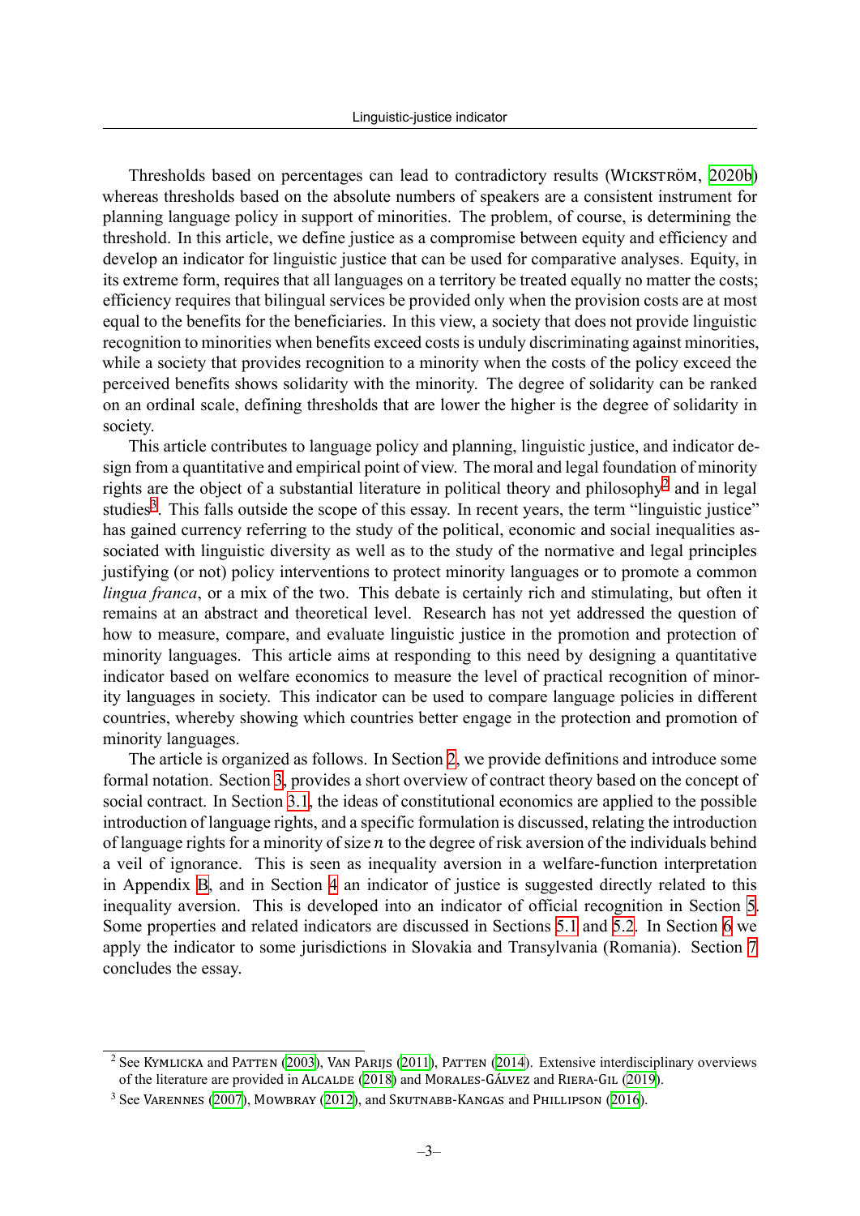Thresholds based on percentages can lead to contradictory results (Wickström, 2020b) whereas thresholds based on the absolute numbers of speakers are a consistent instrument for planning language policy in support of minorities. The problem, of course, is determining the threshold. In this article, we define justice as a compromise between equity and efficiency and develop an indicator for linguistic justice that can be used for comparative analyses. Equity, in its extreme form, requires that all languages on a territory be treated equally no matter the costs; efficiency requires that bilingual services be provided only when the provision costs are at most equal to the benefits for the beneficiaries. In this view, a society that does not provide linguistic recognition to minorities when benefits exceed costs is unduly discriminating against minorities, while a society that provides recognition to a minority when the costs of the policy exceed the perceived benefits shows solidarity with the minority. The degree of solidarity can be ranked on an ordinal scale, defining thresholds that are lower the higher is the degree of solidarity in society.

This article contributes to language policy and planning, linguistic justice, and indicator design from a quantitative and empirical point of view. The moral and legal foundation of minority rights are the object of a substantial literature in political theory and philosophy[2] and in legal studies[3]. This falls outside the scope of this essay. In recent years, the term "linguistic justice" has gained currency referring to the study of the political, economic and social inequalities associated with linguistic diversity as well as to the study of the normative and legal principles justifying (or not) policy interventions to protect minority languages or to promote a common *lingua franca*, or a mix of the two. This debate is certainly rich and stimulating, but often it remains at an abstract and theoretical level. Research has not yet addressed the question of how to measure, compare, and evaluate linguistic justice in the promotion and protection of minority languages. This article aims at responding to this need by designing a quantitative indicator based on welfare economics to measure the level of practical recognition of minority languages in society. This indicator can be used to compare language policies in different countries, whereby showing which countries better engage in the protection and promotion of minority languages.

The article is organized as follows. In Section 2, we provide definitions and introduce some formal notation. Section 3, provides a short overview of contract theory based on the concept of social contract. In Section 3.1, the ideas of constitutional economics are applied to the possible introduction of language rights, and a specific formulation is discussed, relating the introduction of language rights for a minority of size $n$ to the degree of risk aversion of the individuals behind a veil of ignorance. This is seen as inequality aversion in a welfare-function interpretation in Appendix B, and in Section 4 an indicator of justice is suggested directly related to this inequality aversion. This is developed into an indicator of official recognition in Section 5. Some properties and related indicators are discussed in Sections 5.1 and 5.2. In Section 6 we apply the indicator to some jurisdictions in Slovakia and Transylvania (Romania). Section 7 concludes the essay.

---

[2] See Kymlicka and Patten (2003), Van Parijs (2011), Patten (2014). Extensive interdisciplinary overviews of the literature are provided in Alcalde (2018) and Morales-Gálvez and Riera-Gil (2019).

[3] See Varennes (2007), Mowbray (2012), and Skutnabb-Kangas and Phillipson (2016).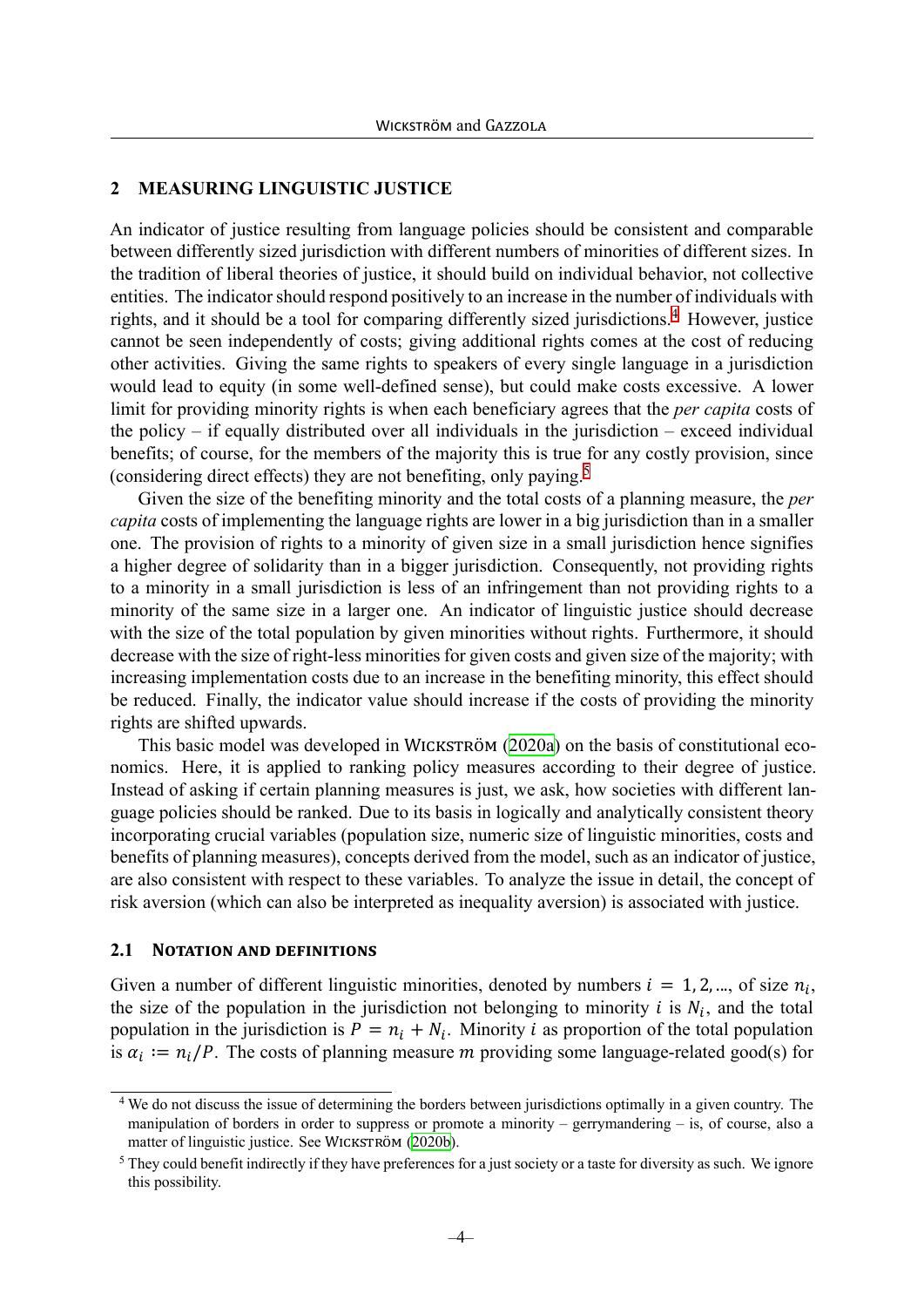## 2 MEASURING LINGUISTIC JUSTICE

An indicator of justice resulting from language policies should be consistent and comparable between differently sized jurisdiction with different numbers of minorities of different sizes. In the tradition of liberal theories of justice, it should build on individual behavior, not collective entities. The indicator should respond positively to an increase in the number of individuals with rights, and it should be a tool for comparing differently sized jurisdictions.[4] However, justice cannot be seen independently of costs; giving additional rights comes at the cost of reducing other activities. Giving the same rights to speakers of every single language in a jurisdiction would lead to equity (in some well-defined sense), but could make costs excessive. A lower limit for providing minority rights is when each beneficiary agrees that the *per capita* costs of the policy – if equally distributed over all individuals in the jurisdiction – exceed individual benefits; of course, for the members of the majority this is true for any costly provision, since (considering direct effects) they are not benefiting, only paying.[5]

Given the size of the benefiting minority and the total costs of a planning measure, the *per capita* costs of implementing the language rights are lower in a big jurisdiction than in a smaller one. The provision of rights to a minority of given size in a small jurisdiction hence signifies a higher degree of solidarity than in a bigger jurisdiction. Consequently, not providing rights to a minority in a small jurisdiction is less of an infringement than not providing rights to a minority of the same size in a larger one. An indicator of linguistic justice should decrease with the size of the total population by given minorities without rights. Furthermore, it should decrease with the size of right-less minorities for given costs and given size of the majority; with increasing implementation costs due to an increase in the benefiting minority, this effect should be reduced. Finally, the indicator value should increase if the costs of providing the minority rights are shifted upwards.

This basic model was developed in Wickström (2020a) on the basis of constitutional economics. Here, it is applied to ranking policy measures according to their degree of justice. Instead of asking if certain planning measures is just, we ask, how societies with different language policies should be ranked. Due to its basis in logically and analytically consistent theory incorporating crucial variables (population size, numeric size of linguistic minorities, costs and benefits of planning measures), concepts derived from the model, such as an indicator of justice, are also consistent with respect to these variables. To analyze the issue in detail, the concept of risk aversion (which can also be interpreted as inequality aversion) is associated with justice.

### 2.1 Notation and definitions

Given a number of different linguistic minorities, denoted by numbers $i = 1, 2, \ldots$, of size $n_i$, the size of the population in the jurisdiction not belonging to minority $i$ is $N_i$, and the total population in the jurisdiction is $P = n_i + N_i$. Minority $i$ as proportion of the total population is $\alpha_i := n_i/P$. The costs of planning measure $m$ providing some language-related good(s) for

[4] We do not discuss the issue of determining the borders between jurisdictions optimally in a given country. The manipulation of borders in order to suppress or promote a minority – gerrymandering – is, of course, also a matter of linguistic justice. See Wickström (2020b).

[5] They could benefit indirectly if they have preferences for a just society or a taste for diversity as such. We ignore this possibility.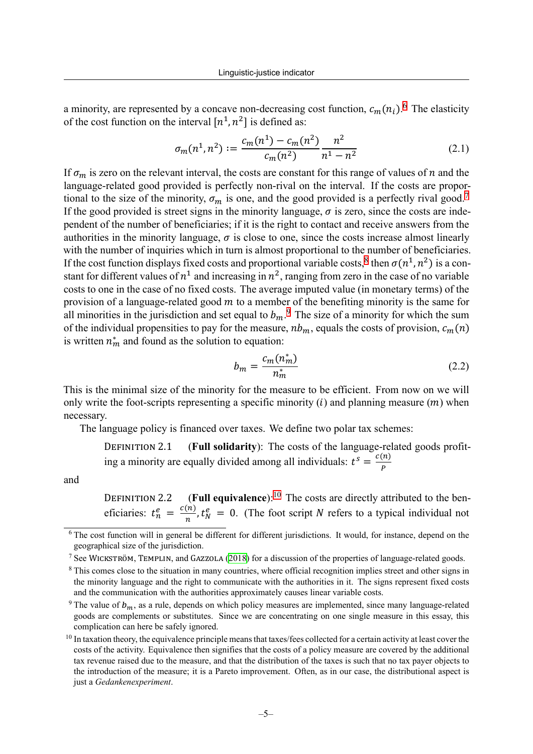a minority, are represented by a concave non-decreasing cost function, $c_m(n_i)$.[6] The elasticity of the cost function on the interval $[n^1, n^2]$ is defined as:

$$\sigma_m(n^1, n^2) := \frac{c_m(n^1) - c_m(n^2)}{c_m(n^2)} \frac{n^2}{n^1 - n^2} \tag{2.1}$$

If $\sigma_m$ is zero on the relevant interval, the costs are constant for this range of values of $n$ and the language-related good provided is perfectly non-rival on the interval. If the costs are proportional to the size of the minority, $\sigma_m$ is one, and the good provided is a perfectly rival good.[7] If the good provided is street signs in the minority language, $\sigma$ is zero, since the costs are independent of the number of beneficiaries; if it is the right to contact and receive answers from the authorities in the minority language, $\sigma$ is close to one, since the costs increase almost linearly with the number of inquiries which in turn is almost proportional to the number of beneficiaries. If the cost function displays fixed costs and proportional variable costs,[8] then $\sigma(n^1, n^2)$ is a constant for different values of $n^1$ and increasing in $n^2$, ranging from zero in the case of no variable costs to one in the case of no fixed costs. The average imputed value (in monetary terms) of the provision of a language-related good $m$ to a member of the benefiting minority is the same for all minorities in the jurisdiction and set equal to $b_m$.[9] The size of a minority for which the sum of the individual propensities to pay for the measure, $nb_m$, equals the costs of provision, $c_m(n)$ is written $n_m^*$ and found as the solution to equation:

$$b_m = \frac{c_m(n_m^*)}{n_m^*} \tag{2.2}$$

This is the minimal size of the minority for the measure to be efficient. From now on we will only write the foot-scripts representing a specific minority ($i$) and planning measure ($m$) when necessary.

The language policy is financed over taxes. We define two polar tax schemes:

> DEFINITION 2.1 (**Full solidarity**): The costs of the language-related goods profiting a minority are equally divided among all individuals: $t^s = \frac{c(n)}{P}$

and

> DEFINITION 2.2 (**Full equivalence**):[10] The costs are directly attributed to the beneficiaries: $t_n^e = \frac{c(n)}{n}, t_N^e = 0$. (The foot script $N$ refers to a typical individual not

---

[6] The cost function will in general be different for different jurisdictions. It would, for instance, depend on the geographical size of the jurisdiction.

[7] See Wickström, Templin, and Gazzola (2018) for a discussion of the properties of language-related goods.

[8] This comes close to the situation in many countries, where official recognition implies street and other signs in the minority language and the right to communicate with the authorities in it. The signs represent fixed costs and the communication with the authorities approximately causes linear variable costs.

[9] The value of $b_m$, as a rule, depends on which policy measures are implemented, since many language-related goods are complements or substitutes. Since we are concentrating on one single measure in this essay, this complication can here be safely ignored.

[10] In taxation theory, the equivalence principle means that taxes/fees collected for a certain activity at least cover the costs of the activity. Equivalence then signifies that the costs of a policy measure are covered by the additional tax revenue raised due to the measure, and that the distribution of the taxes is such that no tax payer objects to the introduction of the measure; it is a Pareto improvement. Often, as in our case, the distributional aspect is just a *Gedankenexperiment*.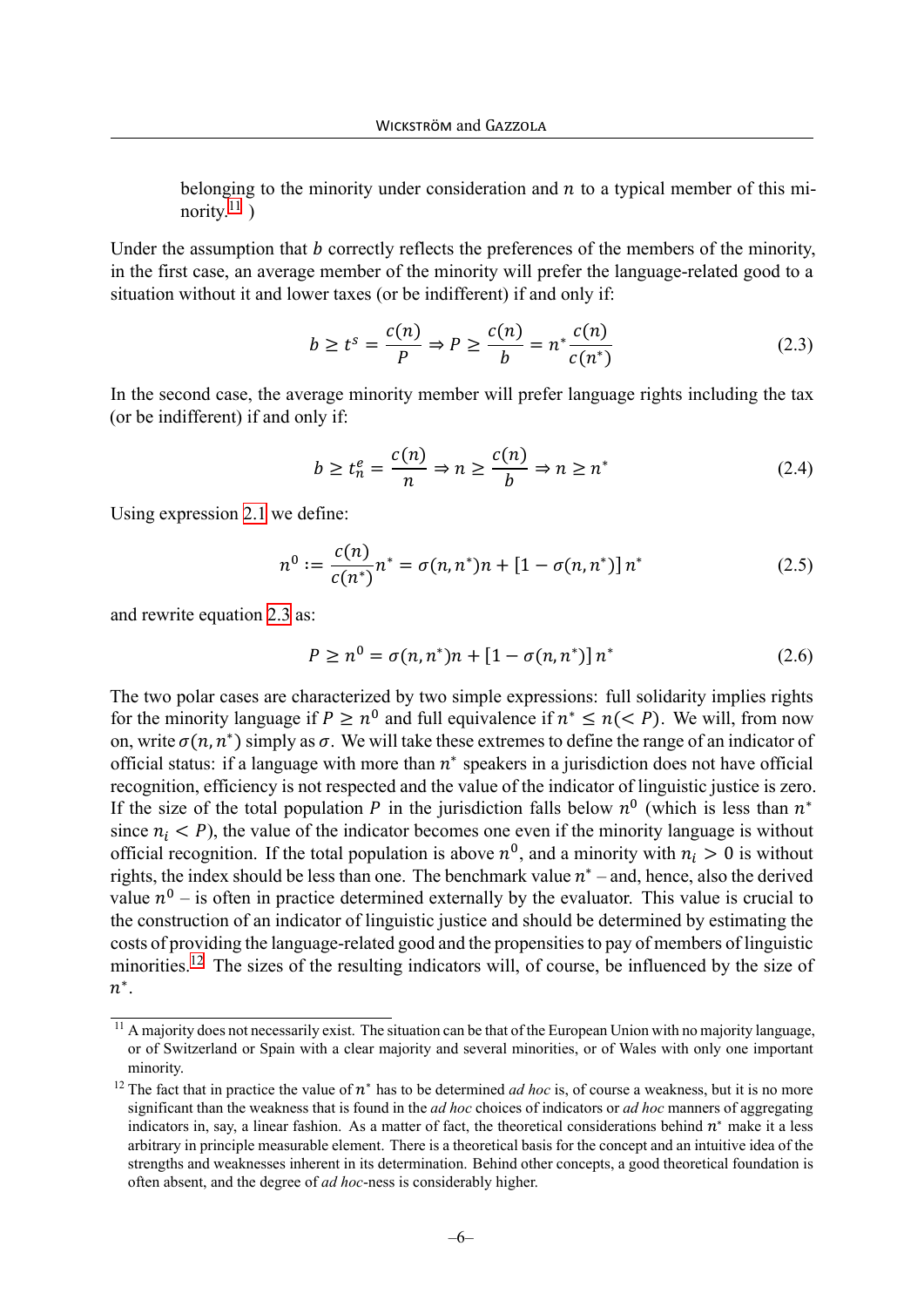belonging to the minority under consideration and $n$ to a typical member of this minority.[11] )

Under the assumption that $b$ correctly reflects the preferences of the members of the minority, in the first case, an average member of the minority will prefer the language-related good to a situation without it and lower taxes (or be indifferent) if and only if:

$$b \geq t^s = \frac{c(n)}{P} \Rightarrow P \geq \frac{c(n)}{b} = n^* \frac{c(n)}{c(n^*)} \tag{2.3}$$

In the second case, the average minority member will prefer language rights including the tax (or be indifferent) if and only if:

$$b \geq t_n^e = \frac{c(n)}{n} \Rightarrow n \geq \frac{c(n)}{b} \Rightarrow n \geq n^* \tag{2.4}$$

Using expression 2.1 we define:

$$n^0 := \frac{c(n)}{c(n^*)} n^* = \sigma(n, n^*) n + [1 - \sigma(n, n^*)] \, n^* \tag{2.5}$$

and rewrite equation 2.3 as:

$$P \geq n^0 = \sigma(n, n^*) n + [1 - \sigma(n, n^*)] \, n^* \tag{2.6}$$

The two polar cases are characterized by two simple expressions: full solidarity implies rights for the minority language if $P \geq n^0$ and full equivalence if $n^* \leq n (< P)$. We will, from now on, write $\sigma(n, n^*)$ simply as $\sigma$. We will take these extremes to define the range of an indicator of official status: if a language with more than $n^*$ speakers in a jurisdiction does not have official recognition, efficiency is not respected and the value of the indicator of linguistic justice is zero. If the size of the total population $P$ in the jurisdiction falls below $n^0$ (which is less than $n^*$ since $n_i < P$), the value of the indicator becomes one even if the minority language is without official recognition. If the total population is above $n^0$, and a minority with $n_i > 0$ is without rights, the index should be less than one. The benchmark value $n^*$ – and, hence, also the derived value $n^0$ – is often in practice determined externally by the evaluator. This value is crucial to the construction of an indicator of linguistic justice and should be determined by estimating the costs of providing the language-related good and the propensities to pay of members of linguistic minorities.[12] The sizes of the resulting indicators will, of course, be influenced by the size of $n^*$.

[11] A majority does not necessarily exist. The situation can be that of the European Union with no majority language, or of Switzerland or Spain with a clear majority and several minorities, or of Wales with only one important minority.

[12] The fact that in practice the value of $n^*$ has to be determined *ad hoc* is, of course a weakness, but it is no more significant than the weakness that is found in the *ad hoc* choices of indicators or *ad hoc* manners of aggregating indicators in, say, a linear fashion. As a matter of fact, the theoretical considerations behind $n^*$ make it a less arbitrary in principle measurable element. There is a theoretical basis for the concept and an intuitive idea of the strengths and weaknesses inherent in its determination. Behind other concepts, a good theoretical foundation is often absent, and the degree of *ad hoc*-ness is considerably higher.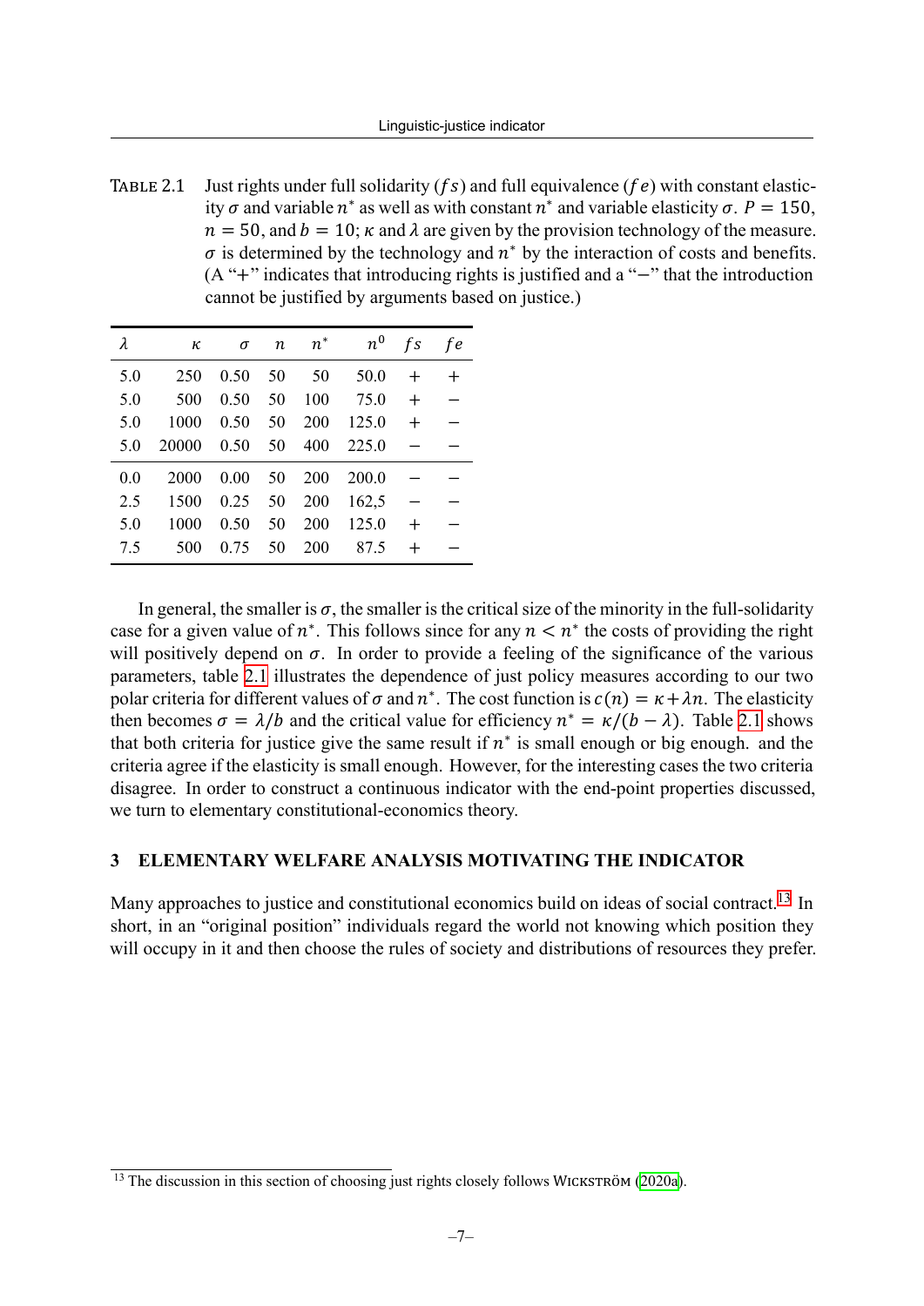TABLE 2.1 Just rights under full solidarity ($fs$) and full equivalence ($fe$) with constant elasticity $\sigma$ and variable $n^*$ as well as with constant $n^*$ and variable elasticity $\sigma$. $P = 150$, $n = 50$, and $b = 10$; $\kappa$ and $\lambda$ are given by the provision technology of the measure. $\sigma$ is determined by the technology and $n^*$ by the interaction of costs and benefits. (A "+" indicates that introducing rights is justified and a "−" that the introduction cannot be justified by arguments based on justice.)

| $\lambda$ | $\kappa$ | $\sigma$ | $n$ | $n^*$ | $n^0$ | $fs$ | $fe$ |
|---|---|---|---|---|---|---|---|
| 5.0 | 250 | 0.50 | 50 | 50 | 50.0 | + | + |
| 5.0 | 500 | 0.50 | 50 | 100 | 75.0 | + | − |
| 5.0 | 1000 | 0.50 | 50 | 200 | 125.0 | + | − |
| 5.0 | 20000 | 0.50 | 50 | 400 | 225.0 | − | − |
| 0.0 | 2000 | 0.00 | 50 | 200 | 200.0 | − | − |
| 2.5 | 1500 | 0.25 | 50 | 200 | 162,5 | − | − |
| 5.0 | 1000 | 0.50 | 50 | 200 | 125.0 | + | − |
| 7.5 | 500 | 0.75 | 50 | 200 | 87.5 | + | − |

In general, the smaller is $\sigma$, the smaller is the critical size of the minority in the full-solidarity case for a given value of $n^*$. This follows since for any $n < n^*$ the costs of providing the right will positively depend on $\sigma$. In order to provide a feeling of the significance of the various parameters, table 2.1 illustrates the dependence of just policy measures according to our two polar criteria for different values of $\sigma$ and $n^*$. The cost function is $c(n) = \kappa + \lambda n$. The elasticity then becomes $\sigma = \lambda/b$ and the critical value for efficiency $n^* = \kappa/(b - \lambda)$. Table 2.1 shows that both criteria for justice give the same result if $n^*$ is small enough or big enough. and the criteria agree if the elasticity is small enough. However, for the interesting cases the two criteria disagree. In order to construct a continuous indicator with the end-point properties discussed, we turn to elementary constitutional-economics theory.

## 3 ELEMENTARY WELFARE ANALYSIS MOTIVATING THE INDICATOR

Many approaches to justice and constitutional economics build on ideas of social contract.[13] In short, in an "original position" individuals regard the world not knowing which position they will occupy in it and then choose the rules of society and distributions of resources they prefer.

[13] The discussion in this section of choosing just rights closely follows WICKSTRÖM (2020a).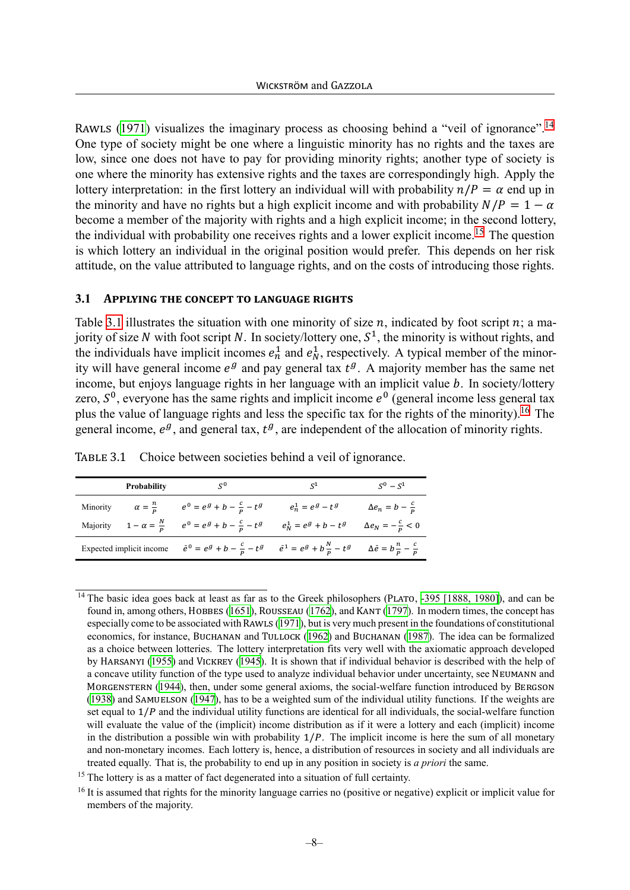RAWLS ([1971]) visualizes the imaginary process as choosing behind a "veil of ignorance".[14] One type of society might be one where a linguistic minority has no rights and the taxes are low, since one does not have to pay for providing minority rights; another type of society is one where the minority has extensive rights and the taxes are correspondingly high. Apply the lottery interpretation: in the first lottery an individual will with probability $n/P = \alpha$ end up in the minority and have no rights but a high explicit income and with probability $N/P = 1 - \alpha$ become a member of the majority with rights and a high explicit income; in the second lottery, the individual with probability one receives rights and a lower explicit income.[15] The question is which lottery an individual in the original position would prefer. This depends on her risk attitude, on the value attributed to language rights, and on the costs of introducing those rights.

### 3.1 Applying the concept to language rights

Table 3.1 illustrates the situation with one minority of size $n$, indicated by foot script $n$; a majority of size $N$ with foot script $N$. In society/lottery one, $S^1$, the minority is without rights, and the individuals have implicit incomes $e_n^1$ and $e_N^1$, respectively. A typical member of the minority will have general income $e^g$ and pay general tax $t^g$. A majority member has the same net income, but enjoys language rights in her language with an implicit value $b$. In society/lottery zero, $S^0$, everyone has the same rights and implicit income $e^0$ (general income less general tax plus the value of language rights and less the specific tax for the rights of the minority).[16] The general income, $e^g$, and general tax, $t^g$, are independent of the allocation of minority rights.

TABLE 3.1 Choice between societies behind a veil of ignorance.

| | Probability | $S^0$ | $S^1$ | $S^0 - S^1$ |
|---|---|---|---|---|
| Minority | $\alpha = \frac{n}{P}$ | $e^0 = e^g + b - \frac{c}{P} - t^g$ | $e_n^1 = e^g - t^g$ | $\Delta e_n = b - \frac{c}{P}$ |
| Majority | $1 - \alpha = \frac{N}{P}$ | $e^0 = e^g + b - \frac{c}{P} - t^g$ | $e_N^1 = e^g + b - t^g$ | $\Delta e_N = -\frac{c}{P} < 0$ |
| Expected implicit income | | $\bar{e}^0 = e^g + b - \frac{c}{P} - t^g$ | $\bar{e}^1 = e^g + b\frac{N}{P} - t^g$ | $\Delta\bar{e} = b\frac{n}{P} - \frac{c}{P}$ |

---

[14] The basic idea goes back at least as far as to the Greek philosophers (PLATO, -395 [1888, 1980]), and can be found in, among others, HOBBES (1651), ROUSSEAU (1762), and KANT (1797). In modern times, the concept has especially come to be associated with RAWLS (1971), but is very much present in the foundations of constitutional economics, for instance, BUCHANAN and TULLOCK (1962) and BUCHANAN (1987). The idea can be formalized as a choice between lotteries. The lottery interpretation fits very well with the axiomatic approach developed by HARSANYI (1955) and VICKREY (1945). It is shown that if individual behavior is described with the help of a concave utility function of the type used to analyze individual behavior under uncertainty, see NEUMANN and MORGENSTERN (1944), then, under some general axioms, the social-welfare function introduced by BERGSON (1938) and SAMUELSON (1947), has to be a weighted sum of the individual utility functions. If the weights are set equal to $1/P$ and the individual utility functions are identical for all individuals, the social-welfare function will evaluate the value of the (implicit) income distribution as if it were a lottery and each (implicit) income in the distribution a possible win with probability $1/P$. The implicit income is here the sum of all monetary and non-monetary incomes. Each lottery is, hence, a distribution of resources in society and all individuals are treated equally. That is, the probability to end up in any position in society is *a priori* the same.

[15] The lottery is as a matter of fact degenerated into a situation of full certainty.

[16] It is assumed that rights for the minority language carries no (positive or negative) explicit or implicit value for members of the majority.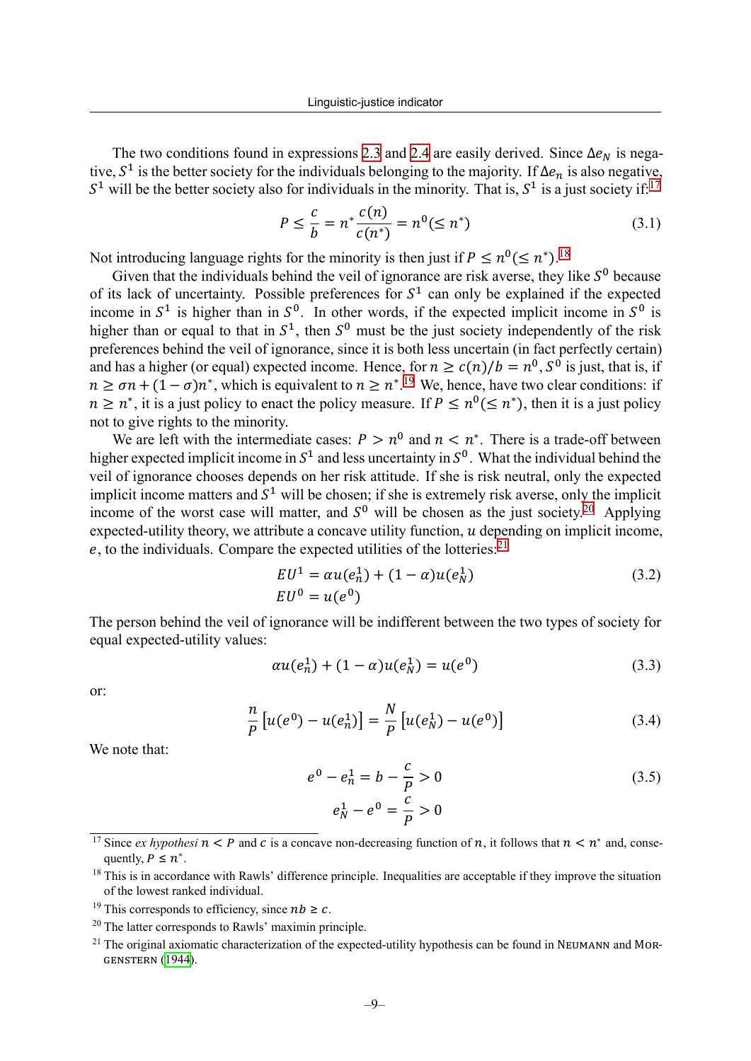The two conditions found in expressions 2.3 and 2.4 are easily derived. Since $\Delta e_N$ is negative, $S^1$ is the better society for the individuals belonging to the majority. If $\Delta e_n$ is also negative, $S^1$ will be the better society also for individuals in the minority. That is, $S^1$ is a just society if:[17]

$$P \leq \frac{c}{b} = n^* \frac{c(n)}{c(n^*)} = n^0 (\leq n^*) \tag{3.1}$$

Not introducing language rights for the minority is then just if $P \leq n^0 (\leq n^*)$.[18]

Given that the individuals behind the veil of ignorance are risk averse, they like $S^0$ because of its lack of uncertainty. Possible preferences for $S^1$ can only be explained if the expected income in $S^1$ is higher than in $S^0$. In other words, if the expected implicit income in $S^0$ is higher than or equal to that in $S^1$, then $S^0$ must be the just society independently of the risk preferences behind the veil of ignorance, since it is both less uncertain (in fact perfectly certain) and has a higher (or equal) expected income. Hence, for $n \geq c(n)/b = n^0$, $S^0$ is just, that is, if $n \geq \sigma n + (1-\sigma)n^*$, which is equivalent to $n \geq n^*$.[19] We, hence, have two clear conditions: if $n \geq n^*$, it is a just policy to enact the policy measure. If $P \leq n^0 (\leq n^*)$, then it is a just policy not to give rights to the minority.

We are left with the intermediate cases: $P > n^0$ and $n < n^*$. There is a trade-off between higher expected implicit income in $S^1$ and less uncertainty in $S^0$. What the individual behind the veil of ignorance chooses depends on her risk attitude. If she is risk neutral, only the expected implicit income matters and $S^1$ will be chosen; if she is extremely risk averse, only the implicit income of the worst case will matter, and $S^0$ will be chosen as the just society.[20] Applying expected-utility theory, we attribute a concave utility function, $u$ depending on implicit income, $e$, to the individuals. Compare the expected utilities of the lotteries:[21]

$$\begin{aligned} EU^1 &= \alpha u(e^1_n) + (1-\alpha) u(e^1_N) \\ EU^0 &= u(e^0) \end{aligned} \tag{3.2}$$

The person behind the veil of ignorance will be indifferent between the two types of society for equal expected-utility values:

$$\alpha u(e^1_n) + (1-\alpha) u(e^1_N) = u(e^0) \tag{3.3}$$

or:

$$\frac{n}{P}\left[u(e^0) - u(e^1_n)\right] = \frac{N}{P}\left[u(e^1_N) - u(e^0)\right] \tag{3.4}$$

We note that:

$$\begin{aligned} e^0 - e^1_n &= b - \frac{c}{P} > 0 \\ e^1_N - e^0 &= \frac{c}{P} > 0 \end{aligned} \tag{3.5}$$

---

[17] Since *ex hypothesi* $n < P$ and $c$ is a concave non-decreasing function of $n$, it follows that $n < n^*$ and, consequently, $P \leq n^*$.

[18] This is in accordance with Rawls' difference principle. Inequalities are acceptable if they improve the situation of the lowest ranked individual.

[19] This corresponds to efficiency, since $nb \geq c$.

[20] The latter corresponds to Rawls' maximin principle.

[21] The original axiomatic characterization of the expected-utility hypothesis can be found in Neumann and Morgenstern (1944).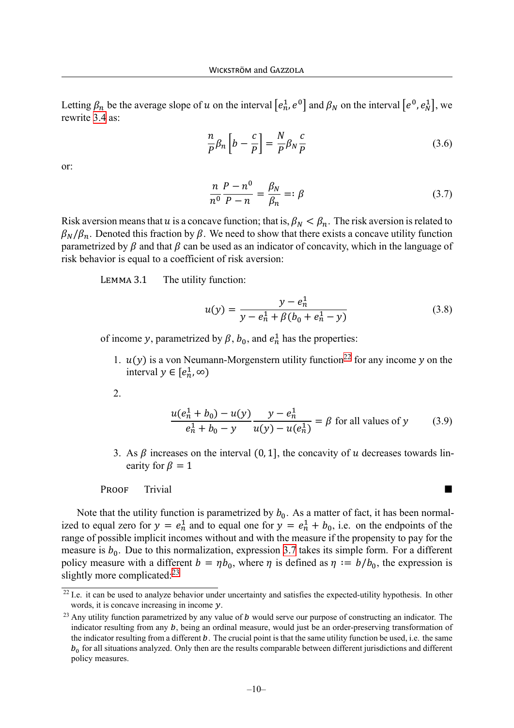Letting $\beta_n$ be the average slope of $u$ on the interval $\left[e^1_n, e^0\right]$ and $\beta_N$ on the interval $\left[e^0, e^1_N\right]$, we rewrite 3.4 as:

$$\frac{n}{P}\beta_n\left[b - \frac{c}{P}\right] = \frac{N}{P}\beta_N\frac{c}{P} \tag{3.6}$$

or:

$$\frac{n}{n^0}\frac{P - n^0}{P - n} = \frac{\beta_N}{\beta_n} =: \beta \tag{3.7}$$

Risk aversion means that $u$ is a concave function; that is, $\beta_N < \beta_n$. The risk aversion is related to $\beta_N/\beta_n$. Denoted this fraction by $\beta$. We need to show that there exists a concave utility function parametrized by $\beta$ and that $\beta$ can be used as an indicator of concavity, which in the language of risk behavior is equal to a coefficient of risk aversion:

LEMMA 3.1 The utility function:

$$u(y) = \frac{y - e^1_n}{y - e^1_n + \beta(b_0 + e^1_n - y)} \tag{3.8}$$

of income $y$, parametrized by $\beta$, $b_0$, and $e^1_n$ has the properties:

1. $u(y)$ is a von Neumann-Morgenstern utility function[22] for any income $y$ on the interval $y \in [e^1_n, \infty)$

2. $$\frac{u(e^1_n + b_0) - u(y)}{e^1_n + b_0 - y}\frac{y - e^1_n}{u(y) - u(e^1_n)} = \beta \text{ for all values of } y \tag{3.9}$$

3. As $\beta$ increases on the interval $(0, 1]$, the concavity of $u$ decreases towards linearity for $\beta = 1$

PROOF Trivial ■

Note that the utility function is parametrized by $b_0$. As a matter of fact, it has been normalized to equal zero for $y = e^1_n$ and to equal one for $y = e^1_n + b_0$, i.e. on the endpoints of the range of possible implicit incomes without and with the measure if the propensity to pay for the measure is $b_0$. Due to this normalization, expression 3.7 takes its simple form. For a different policy measure with a different $b = \eta b_0$, where $\eta$ is defined as $\eta := b/b_0$, the expression is slightly more complicated:[23]

---

[22] I.e. it can be used to analyze behavior under uncertainty and satisfies the expected-utility hypothesis. In other words, it is concave increasing in income $y$.

[23] Any utility function parametrized by any value of $b$ would serve our purpose of constructing an indicator. The indicator resulting from any $b$, being an ordinal measure, would just be an order-preserving transformation of the indicator resulting from a different $b$. The crucial point is that the same utility function be used, i.e. the same $b_0$ for all situations analyzed. Only then are the results comparable between different jurisdictions and different policy measures.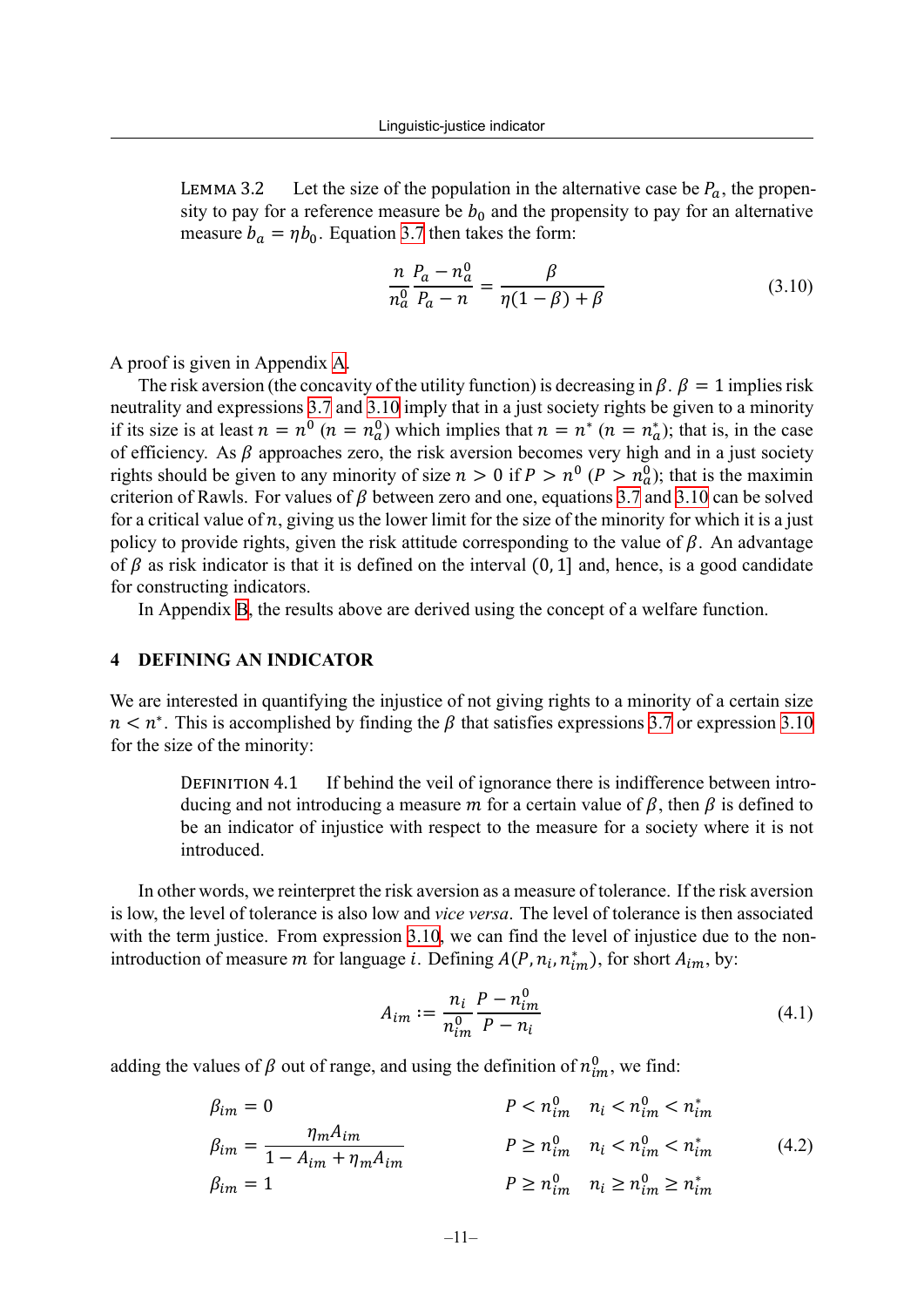Lemma 3.2 Let the size of the population in the alternative case be $P_a$, the propensity to pay for a reference measure be $b_0$ and the propensity to pay for an alternative measure $b_a = \eta b_0$. Equation 3.7 then takes the form:

$$\frac{n}{n_a^0}\frac{P_a - n_a^0}{P_a - n} = \frac{\beta}{\eta(1-\beta)+\beta} \tag{3.10}$$

A proof is given in Appendix A.

The risk aversion (the concavity of the utility function) is decreasing in $\beta$. $\beta = 1$ implies risk neutrality and expressions 3.7 and 3.10 imply that in a just society rights be given to a minority if its size is at least $n = n^0$ ($n = n_a^0$) which implies that $n = n^*$ ($n = n_a^*$); that is, in the case of efficiency. As $\beta$ approaches zero, the risk aversion becomes very high and in a just society rights should be given to any minority of size $n > 0$ if $P > n^0$ ($P > n_a^0$); that is the maximin criterion of Rawls. For values of $\beta$ between zero and one, equations 3.7 and 3.10 can be solved for a critical value of $n$, giving us the lower limit for the size of the minority for which it is a just policy to provide rights, given the risk attitude corresponding to the value of $\beta$. An advantage of $\beta$ as risk indicator is that it is defined on the interval $(0, 1]$ and, hence, is a good candidate for constructing indicators.

In Appendix B, the results above are derived using the concept of a welfare function.

## 4 DEFINING AN INDICATOR

We are interested in quantifying the injustice of not giving rights to a minority of a certain size $n < n^*$. This is accomplished by finding the $\beta$ that satisfies expressions 3.7 or expression 3.10 for the size of the minority:

Definition 4.1 If behind the veil of ignorance there is indifference between introducing and not introducing a measure $m$ for a certain value of $\beta$, then $\beta$ is defined to be an indicator of injustice with respect to the measure for a society where it is not introduced.

In other words, we reinterpret the risk aversion as a measure of tolerance. If the risk aversion is low, the level of tolerance is also low and *vice versa*. The level of tolerance is then associated with the term justice. From expression 3.10, we can find the level of injustice due to the non-introduction of measure $m$ for language $i$. Defining $A(P, n_i, n_{im}^*)$, for short $A_{im}$, by:

$$A_{im} := \frac{n_i}{n_{im}^0}\frac{P - n_{im}^0}{P - n_i} \tag{4.1}$$

adding the values of $\beta$ out of range, and using the definition of $n_{im}^0$, we find:

$$\begin{aligned}
&\beta_{im} = 0 && P < n_{im}^0 \quad n_i < n_{im}^0 < n_{im}^* \\
&\beta_{im} = \frac{\eta_m A_{im}}{1 - A_{im} + \eta_m A_{im}} && P \geq n_{im}^0 \quad n_i < n_{im}^0 < n_{im}^* \\
&\beta_{im} = 1 && P \geq n_{im}^0 \quad n_i \geq n_{im}^0 \geq n_{im}^*
\end{aligned} \tag{4.2}$$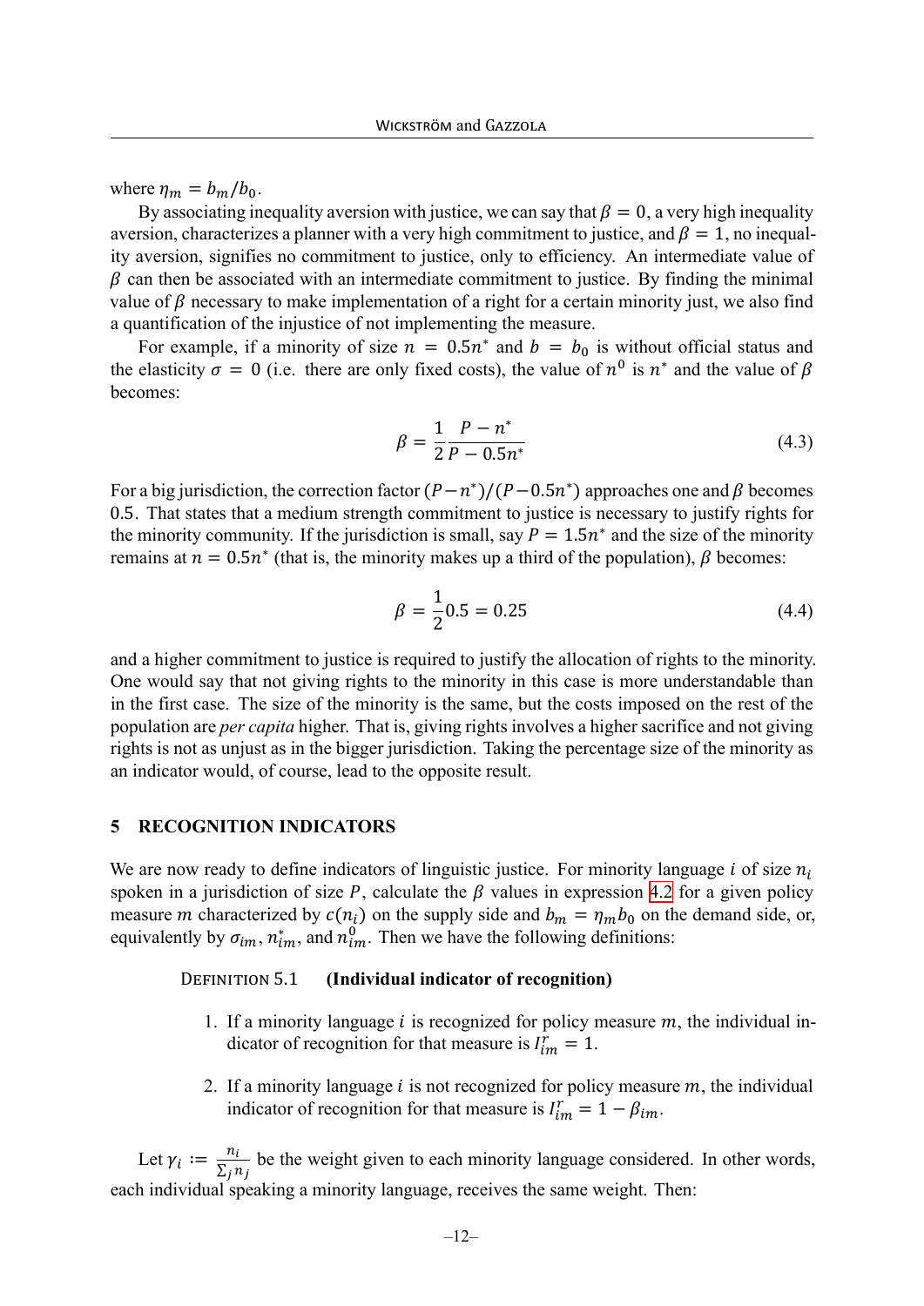where $\eta_m = b_m / b_0$.

By associating inequality aversion with justice, we can say that $\beta = 0$, a very high inequality aversion, characterizes a planner with a very high commitment to justice, and $\beta = 1$, no inequality aversion, signifies no commitment to justice, only to efficiency. An intermediate value of $\beta$ can then be associated with an intermediate commitment to justice. By finding the minimal value of $\beta$ necessary to make implementation of a right for a certain minority just, we also find a quantification of the injustice of not implementing the measure.

For example, if a minority of size $n = 0.5n^*$ and $b = b_0$ is without official status and the elasticity $\sigma = 0$ (i.e. there are only fixed costs), the value of $n^0$ is $n^*$ and the value of $\beta$ becomes:

$$\beta = \frac{1}{2} \frac{P - n^*}{P - 0.5n^*} \tag{4.3}$$

For a big jurisdiction, the correction factor $(P - n^*)/(P - 0.5n^*)$ approaches one and $\beta$ becomes 0.5. That states that a medium strength commitment to justice is necessary to justify rights for the minority community. If the jurisdiction is small, say $P = 1.5n^*$ and the size of the minority remains at $n = 0.5n^*$ (that is, the minority makes up a third of the population), $\beta$ becomes:

$$\beta = \frac{1}{2} 0.5 = 0.25 \tag{4.4}$$

and a higher commitment to justice is required to justify the allocation of rights to the minority. One would say that not giving rights to the minority in this case is more understandable than in the first case. The size of the minority is the same, but the costs imposed on the rest of the population are *per capita* higher. That is, giving rights involves a higher sacrifice and not giving rights is not as unjust as in the bigger jurisdiction. Taking the percentage size of the minority as an indicator would, of course, lead to the opposite result.

## 5 RECOGNITION INDICATORS

We are now ready to define indicators of linguistic justice. For minority language $i$ of size $n_i$ spoken in a jurisdiction of size $P$, calculate the $\beta$ values in expression 4.2 for a given policy measure $m$ characterized by $c(n_i)$ on the supply side and $b_m = \eta_m b_0$ on the demand side, or, equivalently by $\sigma_{im}$, $n^*_{im}$, and $n^0_{im}$. Then we have the following definitions:

**Definition 5.1 (Individual indicator of recognition)**

1. If a minority language $i$ is recognized for policy measure $m$, the individual indicator of recognition for that measure is $I^r_{im} = 1$.

2. If a minority language $i$ is not recognized for policy measure $m$, the individual indicator of recognition for that measure is $I^r_{im} = 1 - \beta_{im}$.

Let $\gamma_i := \frac{n_i}{\sum_j n_j}$ be the weight given to each minority language considered. In other words, each individual speaking a minority language, receives the same weight. Then: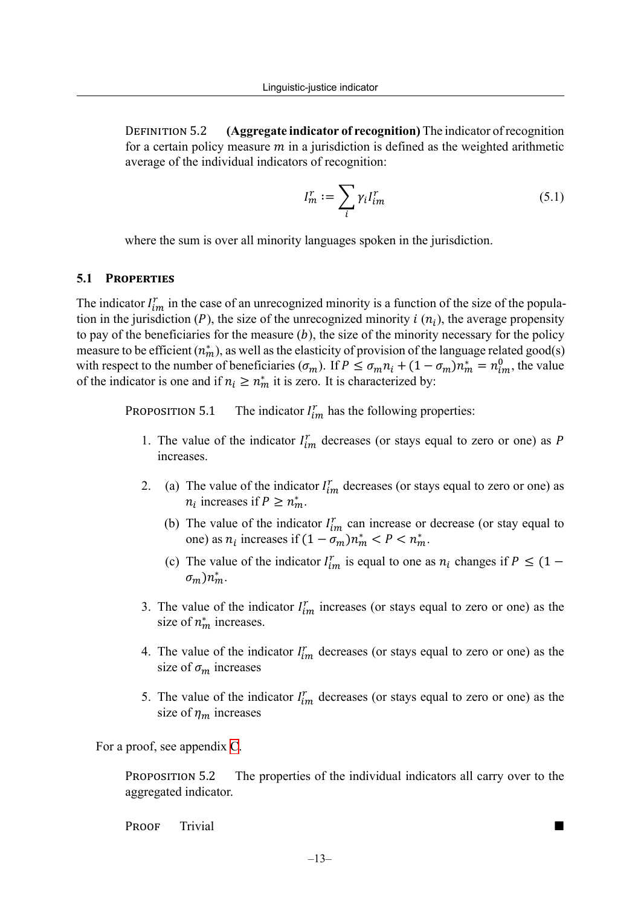DEFINITION 5.2 **(Aggregate indicator of recognition)** The indicator of recognition for a certain policy measure $m$ in a jurisdiction is defined as the weighted arithmetic average of the individual indicators of recognition:

$$I_m^r := \sum_i \gamma_i I_{im}^r \tag{5.1}$$

where the sum is over all minority languages spoken in the jurisdiction.

### 5.1 PROPERTIES

The indicator $I_{im}^r$ in the case of an unrecognized minority is a function of the size of the population in the jurisdiction ($P$), the size of the unrecognized minority $i$ ($n_i$), the average propensity to pay of the beneficiaries for the measure ($b$), the size of the minority necessary for the policy measure to be efficient ($n_m^*$), as well as the elasticity of provision of the language related good(s) with respect to the number of beneficiaries ($\sigma_m$). If $P \leq \sigma_m n_i + (1 - \sigma_m) n_m^* = n_{im}^0$, the value of the indicator is one and if $n_i \geq n_m^*$ it is zero. It is characterized by:

PROPOSITION 5.1 The indicator $I_{im}^r$ has the following properties:

1. The value of the indicator $I_{im}^r$ decreases (or stays equal to zero or one) as $P$ increases.
2. (a) The value of the indicator $I_{im}^r$ decreases (or stays equal to zero or one) as $n_i$ increases if $P \geq n_m^*$.
   (b) The value of the indicator $I_{im}^r$ can increase or decrease (or stay equal to one) as $n_i$ increases if $(1 - \sigma_m) n_m^* < P < n_m^*$.
   (c) The value of the indicator $I_{im}^r$ is equal to one as $n_i$ changes if $P \leq (1 - \sigma_m) n_m^*$.
3. The value of the indicator $I_{im}^r$ increases (or stays equal to zero or one) as the size of $n_m^*$ increases.
4. The value of the indicator $I_{im}^r$ decreases (or stays equal to zero or one) as the size of $\sigma_m$ increases
5. The value of the indicator $I_{im}^r$ decreases (or stays equal to zero or one) as the size of $\eta_m$ increases

For a proof, see appendix C.

PROPOSITION 5.2 The properties of the individual indicators all carry over to the aggregated indicator.

PROOF Trivial ■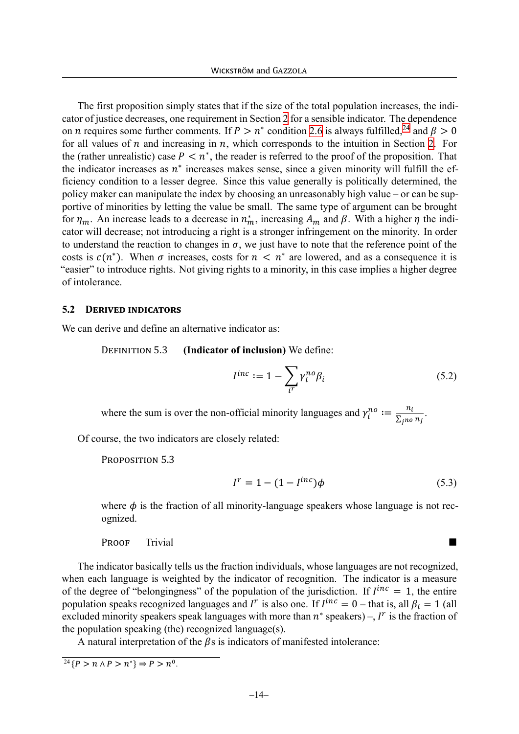The first proposition simply states that if the size of the total population increases, the indicator of justice decreases, one requirement in Section 2 for a sensible indicator. The dependence on $n$ requires some further comments. If $P > n^*$ condition 2.6 is always fulfilled,[24] and $\beta > 0$ for all values of $n$ and increasing in $n$, which corresponds to the intuition in Section 2. For the (rather unrealistic) case $P < n^*$, the reader is referred to the proof of the proposition. That the indicator increases as $n^*$ increases makes sense, since a given minority will fulfill the efficiency condition to a lesser degree. Since this value generally is politically determined, the policy maker can manipulate the index by choosing an unreasonably high value – or can be supportive of minorities by letting the value be small. The same type of argument can be brought for $\eta_m$. An increase leads to a decrease in $n^*_m$, increasing $A_m$ and $\beta$. With a higher $\eta$ the indicator will decrease; not introducing a right is a stronger infringement on the minority. In order to understand the reaction to changes in $\sigma$, we just have to note that the reference point of the costs is $c(n^*)$. When $\sigma$ increases, costs for $n < n^*$ are lowered, and as a consequence it is "easier" to introduce rights. Not giving rights to a minority, in this case implies a higher degree of intolerance.

### 5.2 Derived indicators

We can derive and define an alternative indicator as:

Definition 5.3 **(Indicator of inclusion)** We define:

$$I^{inc} := 1 - \sum_{i^r} \gamma_i^{no} \beta_i \tag{5.2}$$

where the sum is over the non-official minority languages and $\gamma_i^{no} := \frac{n_i}{\sum_{j^{no}} n_j}$.

Of course, the two indicators are closely related:

Proposition 5.3

$$I^r = 1 - (1 - I^{inc})\phi \tag{5.3}$$

where $\phi$ is the fraction of all minority-language speakers whose language is not recognized.

Proof Trivial ■

The indicator basically tells us the fraction individuals, whose languages are not recognized, when each language is weighted by the indicator of recognition. The indicator is a measure of the degree of "belongingness" of the population of the jurisdiction. If $I^{inc} = 1$, the entire population speaks recognized languages and $I^r$ is also one. If $I^{inc} = 0$ – that is, all $\beta_i = 1$ (all excluded minority speakers speak languages with more than $n^*$ speakers) –, $I^r$ is the fraction of the population speaking (the) recognized language(s).

A natural interpretation of the $\beta$s is indicators of manifested intolerance:

[24] $\{P > n \wedge P > n^*\} \Rightarrow P > n^0$.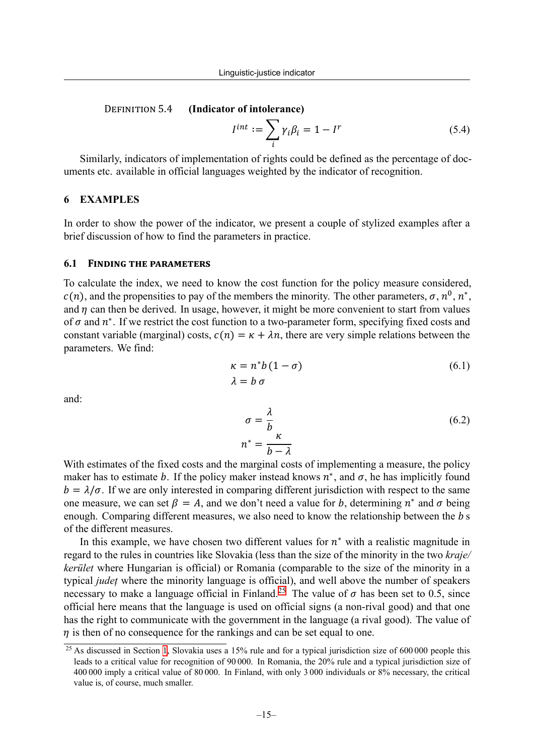DEFINITION 5.4 **(Indicator of intolerance)**

$$I^{int} := \sum_i \gamma_i \beta_i = 1 - I^r \tag{5.4}$$

Similarly, indicators of implementation of rights could be defined as the percentage of documents etc. available in official languages weighted by the indicator of recognition.

## 6 EXAMPLES

In order to show the power of the indicator, we present a couple of stylized examples after a brief discussion of how to find the parameters in practice.

### 6.1 FINDING THE PARAMETERS

To calculate the index, we need to know the cost function for the policy measure considered, $c(n)$, and the propensities to pay of the members the minority. The other parameters, $\sigma$, $n^0$, $n^*$, and $\eta$ can then be derived. In usage, however, it might be more convenient to start from values of $\sigma$ and $n^*$. If we restrict the cost function to a two-parameter form, specifying fixed costs and constant variable (marginal) costs, $c(n) = \kappa + \lambda n$, there are very simple relations between the parameters. We find:

$$\begin{aligned} \kappa &= n^* b (1 - \sigma) \\ \lambda &= b\,\sigma \end{aligned} \tag{6.1}$$

and:

$$\begin{aligned} \sigma &= \frac{\lambda}{b} \\ n^* &= \frac{\kappa}{b - \lambda} \end{aligned} \tag{6.2}$$

With estimates of the fixed costs and the marginal costs of implementing a measure, the policy maker has to estimate $b$. If the policy maker instead knows $n^*$, and $\sigma$, he has implicitly found $b = \lambda/\sigma$. If we are only interested in comparing different jurisdiction with respect to the same one measure, we can set $\beta = A$, and we don't need a value for $b$, determining $n^*$ and $\sigma$ being enough. Comparing different measures, we also need to know the relationship between the $b$ s of the different measures.

In this example, we have chosen two different values for $n^*$ with a realistic magnitude in regard to the rules in countries like Slovakia (less than the size of the minority in the two *kraje/ kerület* where Hungarian is official) or Romania (comparable to the size of the minority in a typical *județ* where the minority language is official), and well above the number of speakers necessary to make a language official in Finland.[25] The value of $\sigma$ has been set to 0.5, since official here means that the language is used on official signs (a non-rival good) and that one has the right to communicate with the government in the language (a rival good). The value of $\eta$ is then of no consequence for the rankings and can be set equal to one.

[25] As discussed in Section 1, Slovakia uses a 15% rule and for a typical jurisdiction size of 600 000 people this leads to a critical value for recognition of 90 000. In Romania, the 20% rule and a typical jurisdiction size of 400 000 imply a critical value of 80 000. In Finland, with only 3 000 individuals or 8% necessary, the critical value is, of course, much smaller.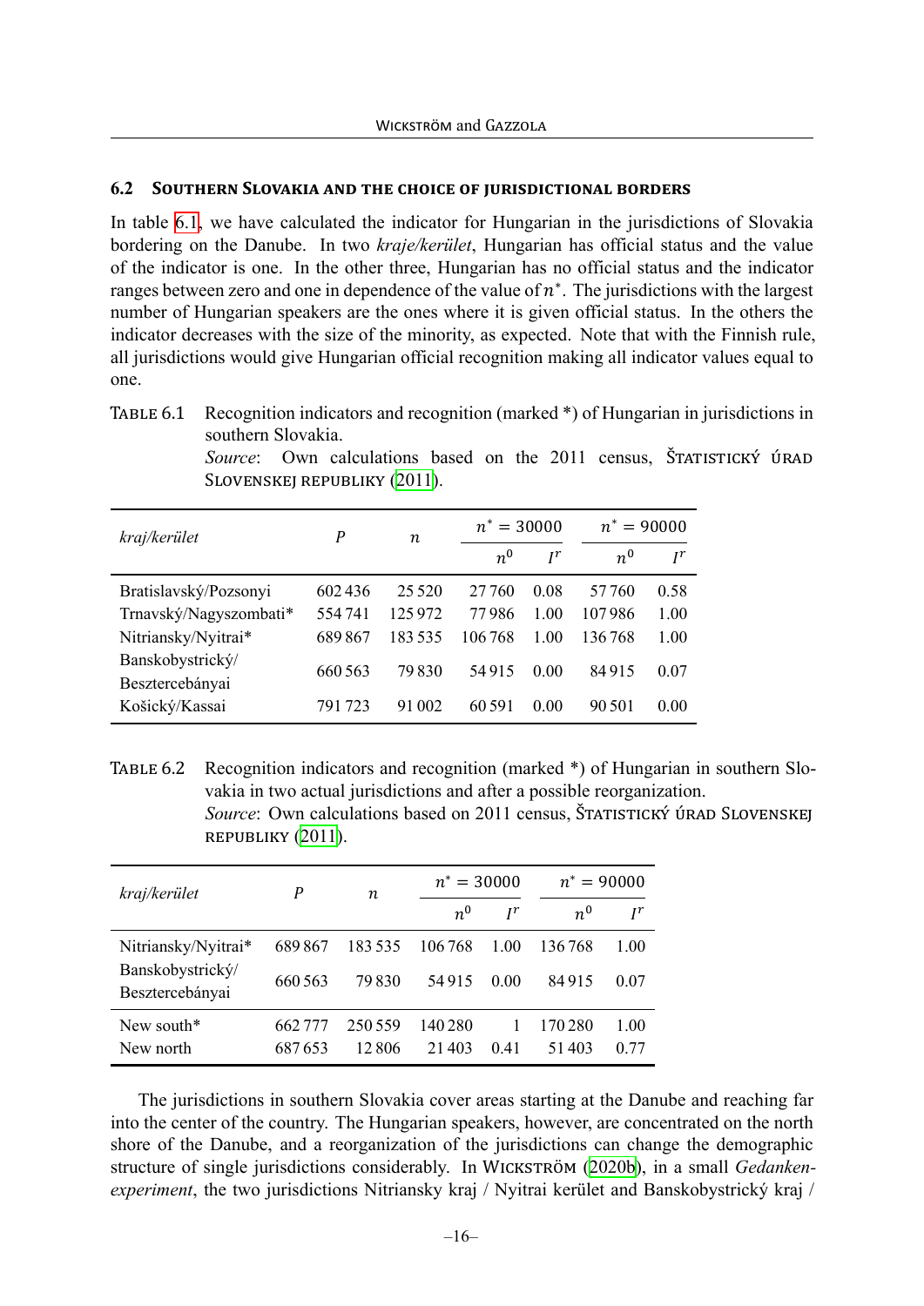### 6.2 Southern Slovakia and the choice of jurisdictional borders

In table 6.1, we have calculated the indicator for Hungarian in the jurisdictions of Slovakia bordering on the Danube. In two *kraje/kerület*, Hungarian has official status and the value of the indicator is one. In the other three, Hungarian has no official status and the indicator ranges between zero and one in dependence of the value of $n^*$. The jurisdictions with the largest number of Hungarian speakers are the ones where it is given official status. In the others the indicator decreases with the size of the minority, as expected. Note that with the Finnish rule, all jurisdictions would give Hungarian official recognition making all indicator values equal to one.

Table 6.1 Recognition indicators and recognition (marked *) of Hungarian in jurisdictions in southern Slovakia.
*Source*: Own calculations based on the 2011 census, Štatistický úrad Slovenskej republiky (2011).

| *kraj/kerület* | $P$ | $n$ | $n^* = 30000$ | | $n^* = 90000$ | |
|---|---|---|---|---|---|---|
| | | | $n^0$ | $I^r$ | $n^0$ | $I^r$ |
| Bratislavský/Pozsonyi | 602 436 | 25 520 | 27 760 | 0.08 | 57 760 | 0.58 |
| Trnavský/Nagyszombati* | 554 741 | 125 972 | 77 986 | 1.00 | 107 986 | 1.00 |
| Nitriansky/Nyitrai* | 689 867 | 183 535 | 106 768 | 1.00 | 136 768 | 1.00 |
| Banskobystrický/ Besztercebányai | 660 563 | 79 830 | 54 915 | 0.00 | 84 915 | 0.07 |
| Košický/Kassai | 791 723 | 91 002 | 60 591 | 0.00 | 90 501 | 0.00 |

Table 6.2 Recognition indicators and recognition (marked *) of Hungarian in southern Slovakia in two actual jurisdictions and after a possible reorganization.
*Source*: Own calculations based on 2011 census, Štatistický úrad Slovenskej republiky (2011).

| *kraj/kerület* | $P$ | $n$ | $n^* = 30000$ | | $n^* = 90000$ | |
|---|---|---|---|---|---|---|
| | | | $n^0$ | $I^r$ | $n^0$ | $I^r$ |
| Nitriansky/Nyitrai* | 689 867 | 183 535 | 106 768 | 1.00 | 136 768 | 1.00 |
| Banskobystrický/ Besztercebányai | 660 563 | 79 830 | 54 915 | 0.00 | 84 915 | 0.07 |
| New south* | 662 777 | 250 559 | 140 280 | 1 | 170 280 | 1.00 |
| New north | 687 653 | 12 806 | 21 403 | 0.41 | 51 403 | 0.77 |

The jurisdictions in southern Slovakia cover areas starting at the Danube and reaching far into the center of the country. The Hungarian speakers, however, are concentrated on the north shore of the Danube, and a reorganization of the jurisdictions can change the demographic structure of single jurisdictions considerably. In Wickström (2020b), in a small *Gedankenexperiment*, the two jurisdictions Nitriansky kraj / Nyitrai kerület and Banskobystrický kraj /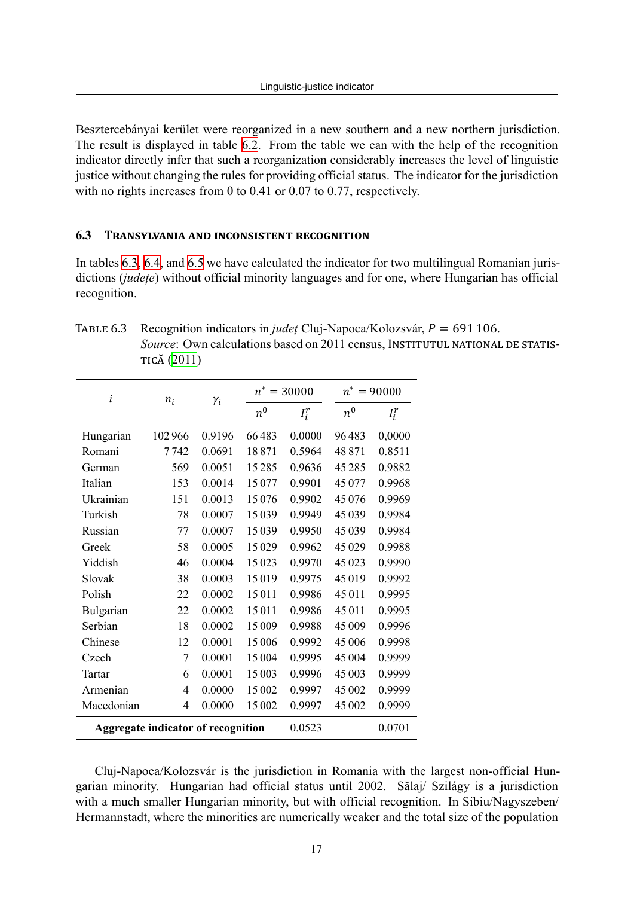Besztercebányai kerület were reorganized in a new southern and a new northern jurisdiction. The result is displayed in table 6.2. From the table we can with the help of the recognition indicator directly infer that such a reorganization considerably increases the level of linguistic justice without changing the rules for providing official status. The indicator for the jurisdiction with no rights increases from 0 to 0.41 or 0.07 to 0.77, respectively.

### 6.3 Transylvania and inconsistent recognition

In tables 6.3, 6.4, and 6.5 we have calculated the indicator for two multilingual Romanian jurisdictions (*județe*) without official minority languages and for one, where Hungarian has official recognition.

TABLE 6.3 Recognition indicators in *județ* Cluj-Napoca/Kolozsvár, $P = 691\,106$. *Source*: Own calculations based on 2011 census, Institutul national de statistică (2011)

| $i$ | $n_i$ | $\gamma_i$ | $n^* = 30000$ | | $n^* = 90000$ | |
|---|---|---|---|---|---|---|
| | | | $n^0$ | $I_i^r$ | $n^0$ | $I_i^r$ |
| Hungarian | 102 966 | 0.9196 | 66 483 | 0.0000 | 96 483 | 0,0000 |
| Romani | 7 742 | 0.0691 | 18 871 | 0.5964 | 48 871 | 0.8511 |
| German | 569 | 0.0051 | 15 285 | 0.9636 | 45 285 | 0.9882 |
| Italian | 153 | 0.0014 | 15 077 | 0.9901 | 45 077 | 0.9968 |
| Ukrainian | 151 | 0.0013 | 15 076 | 0.9902 | 45 076 | 0.9969 |
| Turkish | 78 | 0.0007 | 15 039 | 0.9949 | 45 039 | 0.9984 |
| Russian | 77 | 0.0007 | 15 039 | 0.9950 | 45 039 | 0.9984 |
| Greek | 58 | 0.0005 | 15 029 | 0.9962 | 45 029 | 0.9988 |
| Yiddish | 46 | 0.0004 | 15 023 | 0.9970 | 45 023 | 0.9990 |
| Slovak | 38 | 0.0003 | 15 019 | 0.9975 | 45 019 | 0.9992 |
| Polish | 22 | 0.0002 | 15 011 | 0.9986 | 45 011 | 0.9995 |
| Bulgarian | 22 | 0.0002 | 15 011 | 0.9986 | 45 011 | 0.9995 |
| Serbian | 18 | 0.0002 | 15 009 | 0.9988 | 45 009 | 0.9996 |
| Chinese | 12 | 0.0001 | 15 006 | 0.9992 | 45 006 | 0.9998 |
| Czech | 7 | 0.0001 | 15 004 | 0.9995 | 45 004 | 0.9999 |
| Tartar | 6 | 0.0001 | 15 003 | 0.9996 | 45 003 | 0.9999 |
| Armenian | 4 | 0.0000 | 15 002 | 0.9997 | 45 002 | 0.9999 |
| Macedonian | 4 | 0.0000 | 15 002 | 0.9997 | 45 002 | 0.9999 |
| **Aggregate indicator of recognition** | | | | 0.0523 | | 0.0701 |

Cluj-Napoca/Kolozsvár is the jurisdiction in Romania with the largest non-official Hungarian minority. Hungarian had official status until 2002. Sălaj/ Szilágy is a jurisdiction with a much smaller Hungarian minority, but with official recognition. In Sibiu/Nagyszeben/ Hermannstadt, where the minorities are numerically weaker and the total size of the population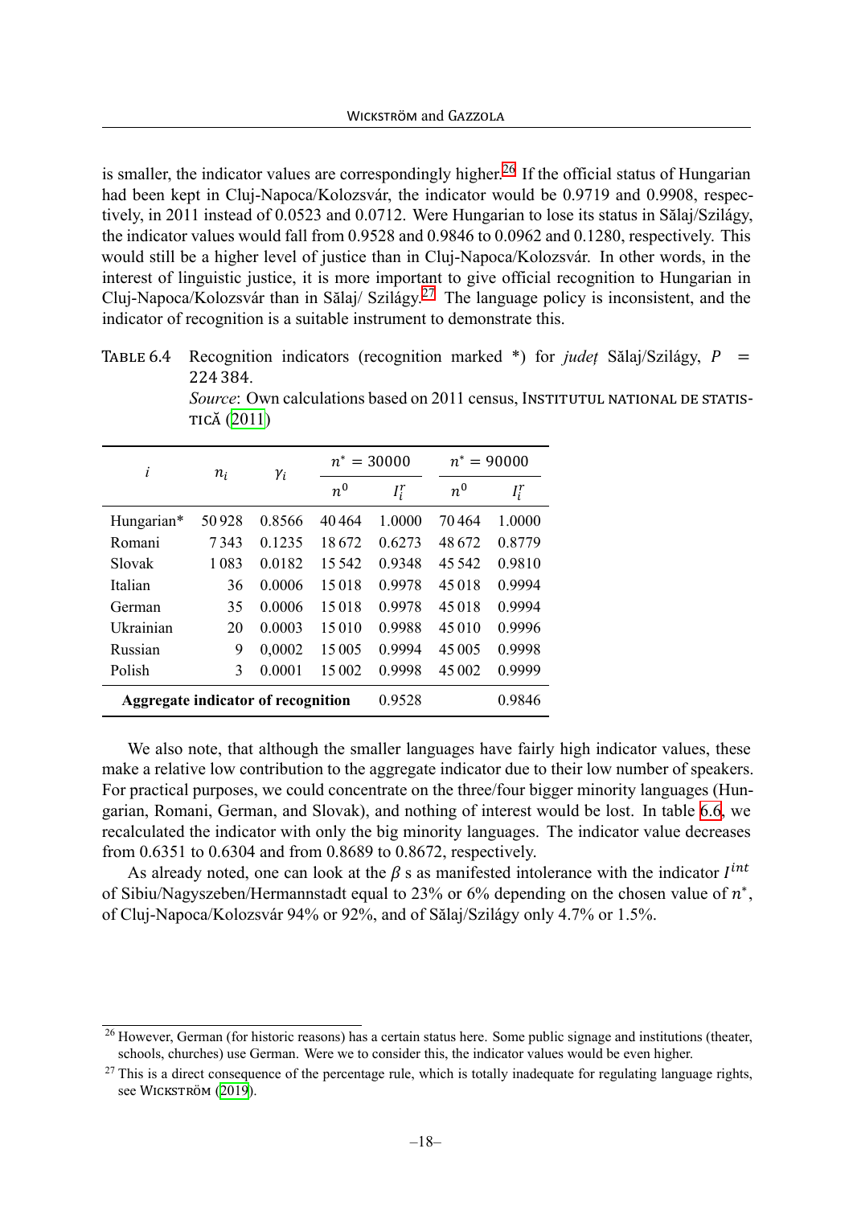is smaller, the indicator values are correspondingly higher.[26] If the official status of Hungarian had been kept in Cluj-Napoca/Kolozsvár, the indicator would be 0.9719 and 0.9908, respectively, in 2011 instead of 0.0523 and 0.0712. Were Hungarian to lose its status in Sălaj/Szilágy, the indicator values would fall from 0.9528 and 0.9846 to 0.0962 and 0.1280, respectively. This would still be a higher level of justice than in Cluj-Napoca/Kolozsvár. In other words, in the interest of linguistic justice, it is more important to give official recognition to Hungarian in Cluj-Napoca/Kolozsvár than in Sălaj/ Szilágy.[27] The language policy is inconsistent, and the indicator of recognition is a suitable instrument to demonstrate this.

TABLE 6.4 Recognition indicators (recognition marked *) for *județ* Sălaj/Szilágy, $P = 224\,384$.
*Source*: Own calculations based on 2011 census, INSTITUTUL NATIONAL DE STATISTICĂ (2011)

| $i$ | $n_i$ | $\gamma_i$ | $n^* = 30000$ | | $n^* = 90000$ | |
|---|---|---|---|---|---|---|
| | | | $n^0$ | $I_i^r$ | $n^0$ | $I_i^r$ |
| Hungarian* | 50 928 | 0.8566 | 40 464 | 1.0000 | 70 464 | 1.0000 |
| Romani | 7 343 | 0.1235 | 18 672 | 0.6273 | 48 672 | 0.8779 |
| Slovak | 1 083 | 0.0182 | 15 542 | 0.9348 | 45 542 | 0.9810 |
| Italian | 36 | 0.0006 | 15 018 | 0.9978 | 45 018 | 0.9994 |
| German | 35 | 0.0006 | 15 018 | 0.9978 | 45 018 | 0.9994 |
| Ukrainian | 20 | 0.0003 | 15 010 | 0.9988 | 45 010 | 0.9996 |
| Russian | 9 | 0,0002 | 15 005 | 0.9994 | 45 005 | 0.9998 |
| Polish | 3 | 0.0001 | 15 002 | 0.9998 | 45 002 | 0.9999 |
| **Aggregate indicator of recognition** | | | | 0.9528 | | 0.9846 |

We also note, that although the smaller languages have fairly high indicator values, these make a relative low contribution to the aggregate indicator due to their low number of speakers. For practical purposes, we could concentrate on the three/four bigger minority languages (Hungarian, Romani, German, and Slovak), and nothing of interest would be lost. In table 6.6, we recalculated the indicator with only the big minority languages. The indicator value decreases from 0.6351 to 0.6304 and from 0.8689 to 0.8672, respectively.

As already noted, one can look at the $\beta$ s as manifested intolerance with the indicator $I^{int}$ of Sibiu/Nagyszeben/Hermannstadt equal to 23% or 6% depending on the chosen value of $n^*$, of Cluj-Napoca/Kolozsvár 94% or 92%, and of Sălaj/Szilágy only 4.7% or 1.5%.

[26] However, German (for historic reasons) has a certain status here. Some public signage and institutions (theater, schools, churches) use German. Were we to consider this, the indicator values would be even higher.

[27] This is a direct consequence of the percentage rule, which is totally inadequate for regulating language rights, see WICKSTRÖM (2019).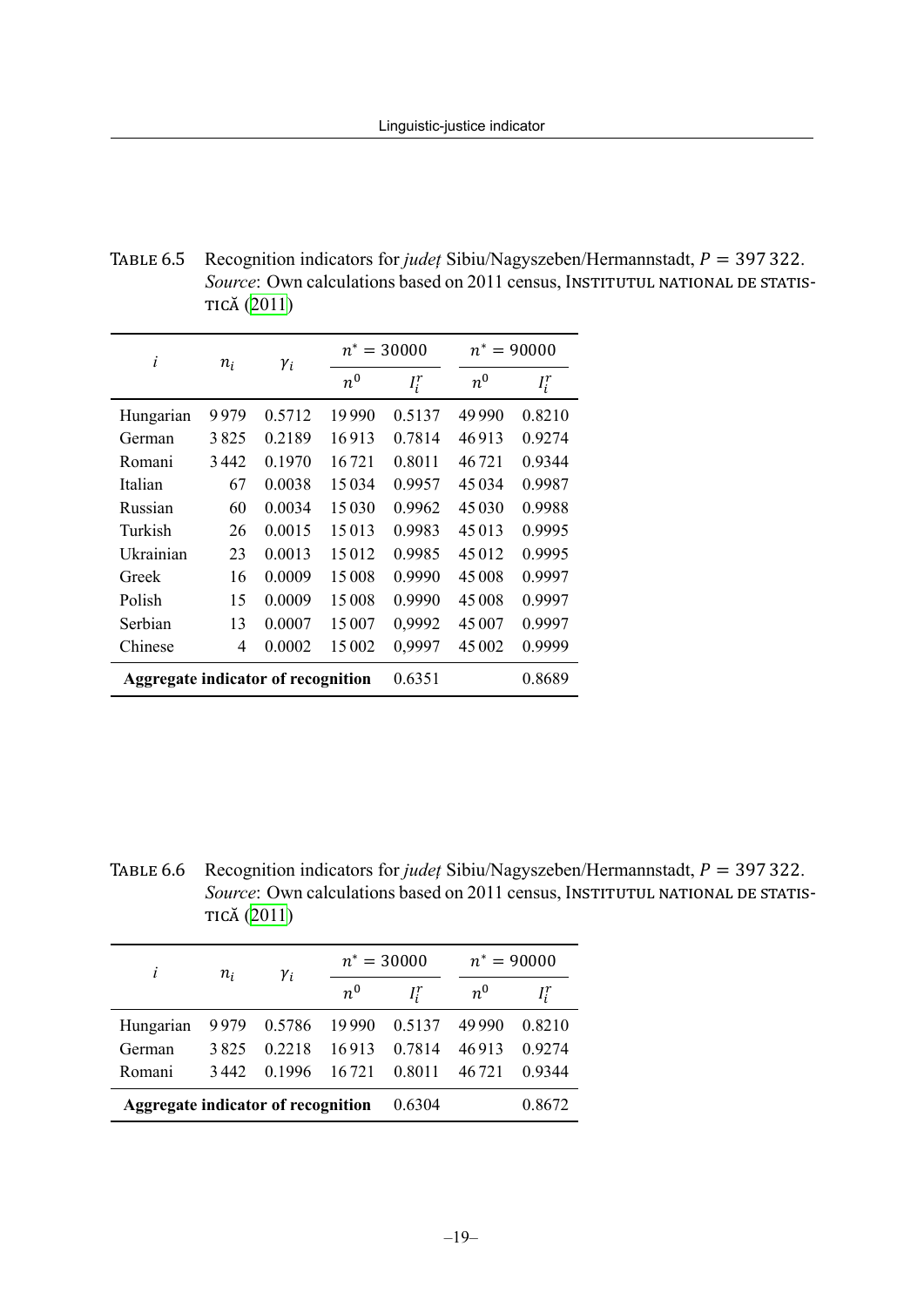Table 6.5 Recognition indicators for *judeţ* Sibiu/Nagyszeben/Hermannstadt, $P = 397\,322$. *Source*: Own calculations based on 2011 census, Institutul national de statistică (2011)

| $i$ | $n_i$ | $\gamma_i$ | $n^* = 30000$ | | $n^* = 90000$ | |
|---|---|---|---|---|---|---|
| | | | $n^0$ | $I_i^r$ | $n^0$ | $I_i^r$ |
| Hungarian | 9 979 | 0.5712 | 19 990 | 0.5137 | 49 990 | 0.8210 |
| German | 3 825 | 0.2189 | 16 913 | 0.7814 | 46 913 | 0.9274 |
| Romani | 3 442 | 0.1970 | 16 721 | 0.8011 | 46 721 | 0.9344 |
| Italian | 67 | 0.0038 | 15 034 | 0.9957 | 45 034 | 0.9987 |
| Russian | 60 | 0.0034 | 15 030 | 0.9962 | 45 030 | 0.9988 |
| Turkish | 26 | 0.0015 | 15 013 | 0.9983 | 45 013 | 0.9995 |
| Ukrainian | 23 | 0.0013 | 15 012 | 0.9985 | 45 012 | 0.9995 |
| Greek | 16 | 0.0009 | 15 008 | 0.9990 | 45 008 | 0.9997 |
| Polish | 15 | 0.0009 | 15 008 | 0.9990 | 45 008 | 0.9997 |
| Serbian | 13 | 0.0007 | 15 007 | 0,9992 | 45 007 | 0.9997 |
| Chinese | 4 | 0.0002 | 15 002 | 0,9997 | 45 002 | 0.9999 |
| **Aggregate indicator of recognition** | | | | 0.6351 | | 0.8689 |

Table 6.6 Recognition indicators for *judeţ* Sibiu/Nagyszeben/Hermannstadt, $P = 397\,322$. *Source*: Own calculations based on 2011 census, Institutul national de statistică (2011)

| $i$ | $n_i$ | $\gamma_i$ | $n^* = 30000$ | | $n^* = 90000$ | |
|---|---|---|---|---|---|---|
| | | | $n^0$ | $I_i^r$ | $n^0$ | $I_i^r$ |
| Hungarian | 9 979 | 0.5786 | 19 990 | 0.5137 | 49 990 | 0.8210 |
| German | 3 825 | 0.2218 | 16 913 | 0.7814 | 46 913 | 0.9274 |
| Romani | 3 442 | 0.1996 | 16 721 | 0.8011 | 46 721 | 0.9344 |
| **Aggregate indicator of recognition** | | | | 0.6304 | | 0.8672 |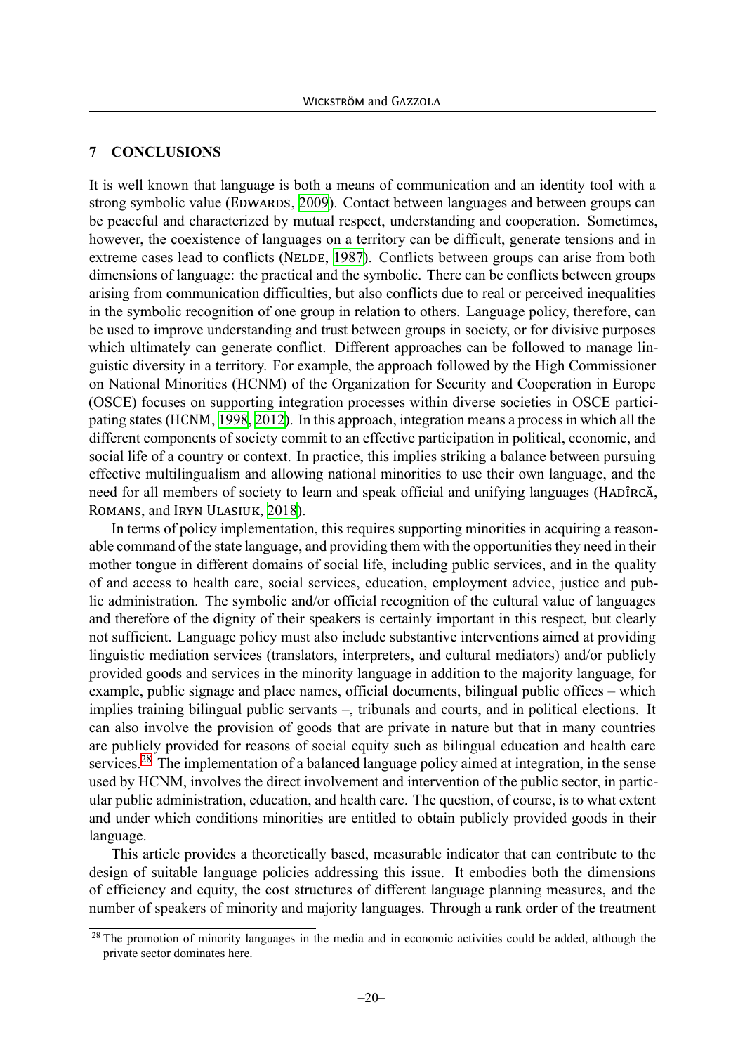## 7 CONCLUSIONS

It is well known that language is both a means of communication and an identity tool with a strong symbolic value (Edwards, 2009). Contact between languages and between groups can be peaceful and characterized by mutual respect, understanding and cooperation. Sometimes, however, the coexistence of languages on a territory can be difficult, generate tensions and in extreme cases lead to conflicts (Nelde, 1987). Conflicts between groups can arise from both dimensions of language: the practical and the symbolic. There can be conflicts between groups arising from communication difficulties, but also conflicts due to real or perceived inequalities in the symbolic recognition of one group in relation to others. Language policy, therefore, can be used to improve understanding and trust between groups in society, or for divisive purposes which ultimately can generate conflict. Different approaches can be followed to manage linguistic diversity in a territory. For example, the approach followed by the High Commissioner on National Minorities (HCNM) of the Organization for Security and Cooperation in Europe (OSCE) focuses on supporting integration processes within diverse societies in OSCE participating states (HCNM, 1998, 2012). In this approach, integration means a process in which all the different components of society commit to an effective participation in political, economic, and social life of a country or context. In practice, this implies striking a balance between pursuing effective multilingualism and allowing national minorities to use their own language, and the need for all members of society to learn and speak official and unifying languages (Hadîrcă, Romans, and Iryn Ulasiuk, 2018).

In terms of policy implementation, this requires supporting minorities in acquiring a reasonable command of the state language, and providing them with the opportunities they need in their mother tongue in different domains of social life, including public services, and in the quality of and access to health care, social services, education, employment advice, justice and public administration. The symbolic and/or official recognition of the cultural value of languages and therefore of the dignity of their speakers is certainly important in this respect, but clearly not sufficient. Language policy must also include substantive interventions aimed at providing linguistic mediation services (translators, interpreters, and cultural mediators) and/or publicly provided goods and services in the minority language in addition to the majority language, for example, public signage and place names, official documents, bilingual public offices – which implies training bilingual public servants –, tribunals and courts, and in political elections. It can also involve the provision of goods that are private in nature but that in many countries are publicly provided for reasons of social equity such as bilingual education and health care services.[28] The implementation of a balanced language policy aimed at integration, in the sense used by HCNM, involves the direct involvement and intervention of the public sector, in particular public administration, education, and health care. The question, of course, is to what extent and under which conditions minorities are entitled to obtain publicly provided goods in their language.

This article provides a theoretically based, measurable indicator that can contribute to the design of suitable language policies addressing this issue. It embodies both the dimensions of efficiency and equity, the cost structures of different language planning measures, and the number of speakers of minority and majority languages. Through a rank order of the treatment

[28] The promotion of minority languages in the media and in economic activities could be added, although the private sector dominates here.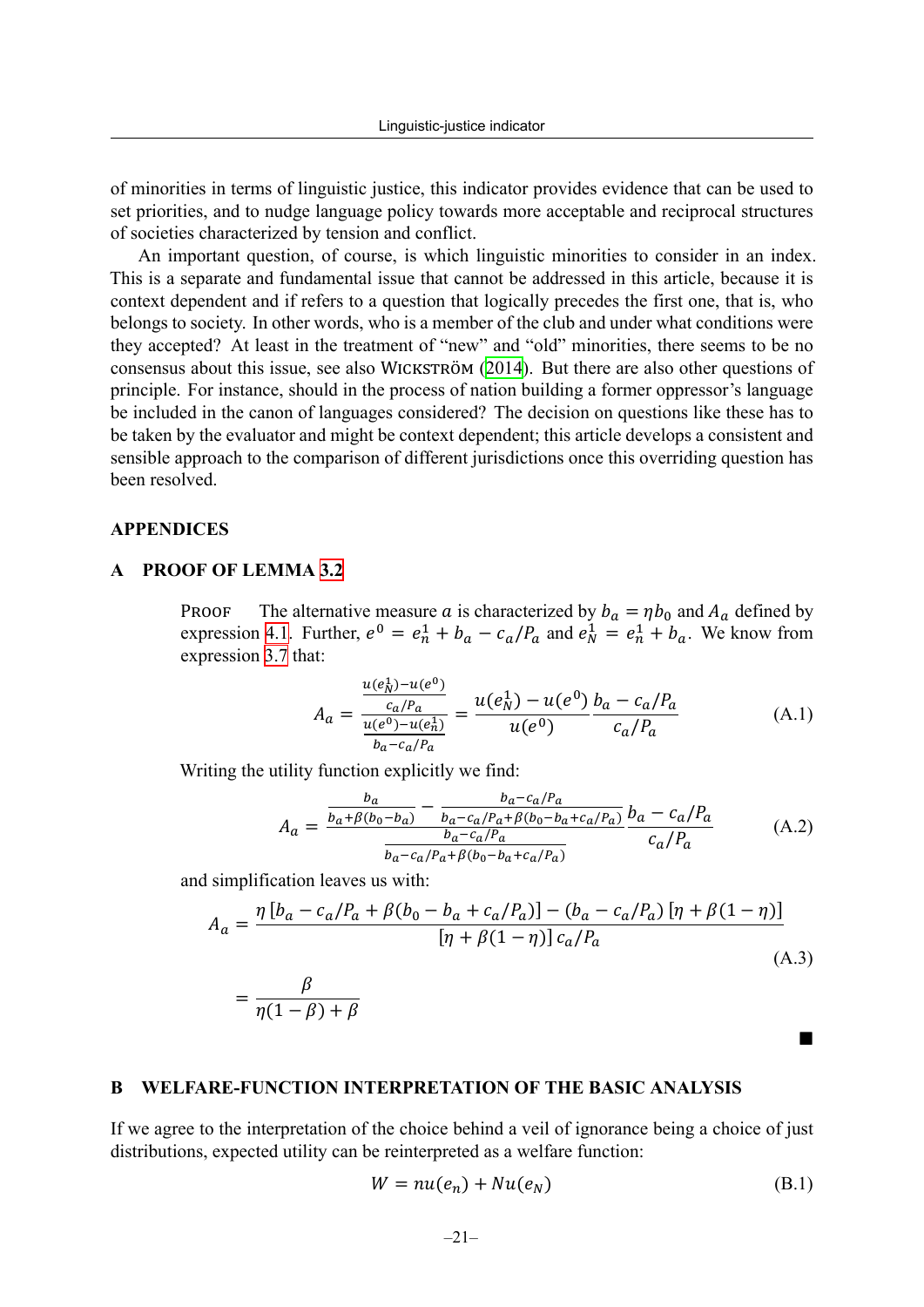of minorities in terms of linguistic justice, this indicator provides evidence that can be used to set priorities, and to nudge language policy towards more acceptable and reciprocal structures of societies characterized by tension and conflict.

An important question, of course, is which linguistic minorities to consider in an index. This is a separate and fundamental issue that cannot be addressed in this article, because it is context dependent and if refers to a question that logically precedes the first one, that is, who belongs to society. In other words, who is a member of the club and under what conditions were they accepted? At least in the treatment of "new" and "old" minorities, there seems to be no consensus about this issue, see also Wickström (2014). But there are also other questions of principle. For instance, should in the process of nation building a former oppressor's language be included in the canon of languages considered? The decision on questions like these has to be taken by the evaluator and might be context dependent; this article develops a consistent and sensible approach to the comparison of different jurisdictions once this overriding question has been resolved.

## APPENDICES

### A PROOF OF LEMMA 3.2

Proof The alternative measure $a$ is characterized by $b_a = \eta b_0$ and $A_a$ defined by expression 4.1. Further, $e^0 = e_n^1 + b_a - c_a/P_a$ and $e_N^1 = e_n^1 + b_a$. We know from expression 3.7 that:

$$A_a = \frac{\frac{u(e_N^1)-u(e^0)}{c_a/P_a}}{\frac{u(e^0)-u(e_n^1)}{b_a-c_a/P_a}} = \frac{u(e_N^1)-u(e^0)}{u(e^0)} \frac{b_a - c_a/P_a}{c_a/P_a} \tag{A.1}$$

Writing the utility function explicitly we find:

$$A_a = \frac{\frac{b_a}{b_a+\beta(b_0-b_a)} - \frac{b_a-c_a/P_a}{b_a-c_a/P_a+\beta(b_0-b_a+c_a/P_a)}}{\frac{b_a-c_a/P_a}{b_a-c_a/P_a+\beta(b_0-b_a+c_a/P_a)}} \frac{b_a - c_a/P_a}{c_a/P_a} \tag{A.2}$$

and simplification leaves us with:

$$\begin{aligned} A_a &= \frac{\eta\left[b_a - c_a/P_a + \beta(b_0 - b_a + c_a/P_a)\right] - (b_a - c_a/P_a)\left[\eta + \beta(1-\eta)\right]}{\left[\eta + \beta(1-\eta)\right] c_a/P_a} \\ &= \frac{\beta}{\eta(1-\beta)+\beta} \end{aligned} \tag{A.3}$$

■

### B WELFARE-FUNCTION INTERPRETATION OF THE BASIC ANALYSIS

If we agree to the interpretation of the choice behind a veil of ignorance being a choice of just distributions, expected utility can be reinterpreted as a welfare function:

$$W = nu(e_n) + Nu(e_N) \tag{B.1}$$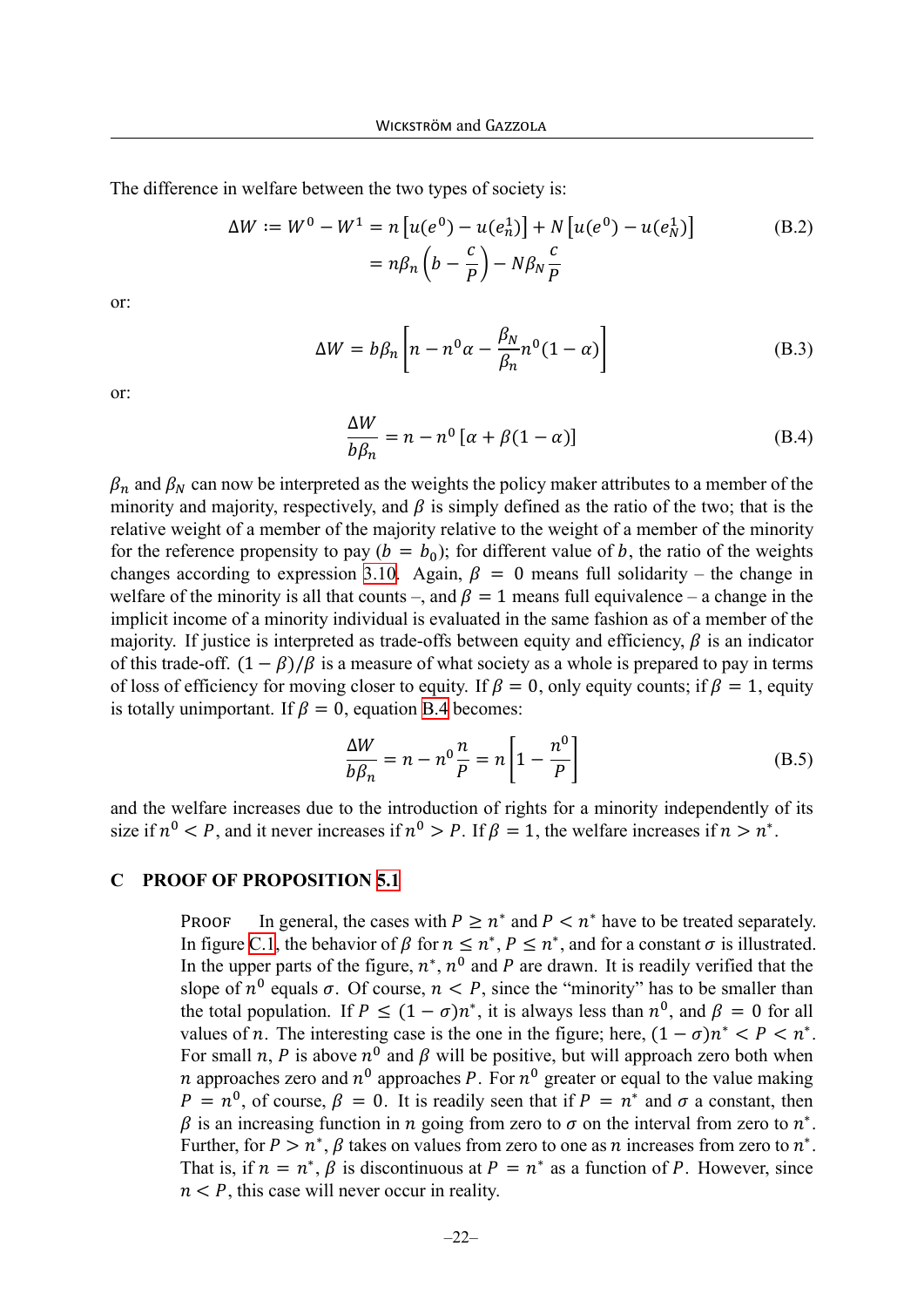The difference in welfare between the two types of society is:

$$\Delta W := W^0 - W^1 = n\left[u(e^0) - u(e_n^1)\right] + N\left[u(e^0) - u(e_N^1)\right] \qquad \text{(B.2)}$$
$$= n\beta_n\left(b - \frac{c}{P}\right) - N\beta_N\frac{c}{P}$$

or:

$$\Delta W = b\beta_n\left[n - n^0\alpha - \frac{\beta_N}{\beta_n}n^0(1-\alpha)\right] \qquad \text{(B.3)}$$

or:

$$\frac{\Delta W}{b\beta_n} = n - n^0\left[\alpha + \beta(1-\alpha)\right] \qquad \text{(B.4)}$$

$\beta_n$ and $\beta_N$ can now be interpreted as the weights the policy maker attributes to a member of the minority and majority, respectively, and $\beta$ is simply defined as the ratio of the two; that is the relative weight of a member of the majority relative to the weight of a member of the minority for the reference propensity to pay ($b = b_0$); for different value of $b$, the ratio of the weights changes according to expression 3.10. Again, $\beta = 0$ means full solidarity – the change in welfare of the minority is all that counts –, and $\beta = 1$ means full equivalence – a change in the implicit income of a minority individual is evaluated in the same fashion as of a member of the majority. If justice is interpreted as trade-offs between equity and efficiency, $\beta$ is an indicator of this trade-off. $(1-\beta)/\beta$ is a measure of what society as a whole is prepared to pay in terms of loss of efficiency for moving closer to equity. If $\beta = 0$, only equity counts; if $\beta = 1$, equity is totally unimportant. If $\beta = 0$, equation B.4 becomes:

$$\frac{\Delta W}{b\beta_n} = n - n^0\frac{n}{P} = n\left[1 - \frac{n^0}{P}\right] \qquad \text{(B.5)}$$

and the welfare increases due to the introduction of rights for a minority independently of its size if $n^0 < P$, and it never increases if $n^0 > P$. If $\beta = 1$, the welfare increases if $n > n^*$.

## C PROOF OF PROPOSITION 5.1

Proof  In general, the cases with $P \geq n^*$ and $P < n^*$ have to be treated separately. In figure C.1, the behavior of $\beta$ for $n \leq n^*$, $P \leq n^*$, and for a constant $\sigma$ is illustrated. In the upper parts of the figure, $n^*$, $n^0$ and $P$ are drawn. It is readily verified that the slope of $n^0$ equals $\sigma$. Of course, $n < P$, since the "minority" has to be smaller than the total population. If $P \leq (1-\sigma)n^*$, it is always less than $n^0$, and $\beta = 0$ for all values of $n$. The interesting case is the one in the figure; here, $(1-\sigma)n^* < P < n^*$. For small $n$, $P$ is above $n^0$ and $\beta$ will be positive, but will approach zero both when $n$ approaches zero and $n^0$ approaches $P$. For $n^0$ greater or equal to the value making $P = n^0$, of course, $\beta = 0$. It is readily seen that if $P = n^*$ and $\sigma$ a constant, then $\beta$ is an increasing function in $n$ going from zero to $\sigma$ on the interval from zero to $n^*$. Further, for $P > n^*$, $\beta$ takes on values from zero to one as $n$ increases from zero to $n^*$. That is, if $n = n^*$, $\beta$ is discontinuous at $P = n^*$ as a function of $P$. However, since $n < P$, this case will never occur in reality.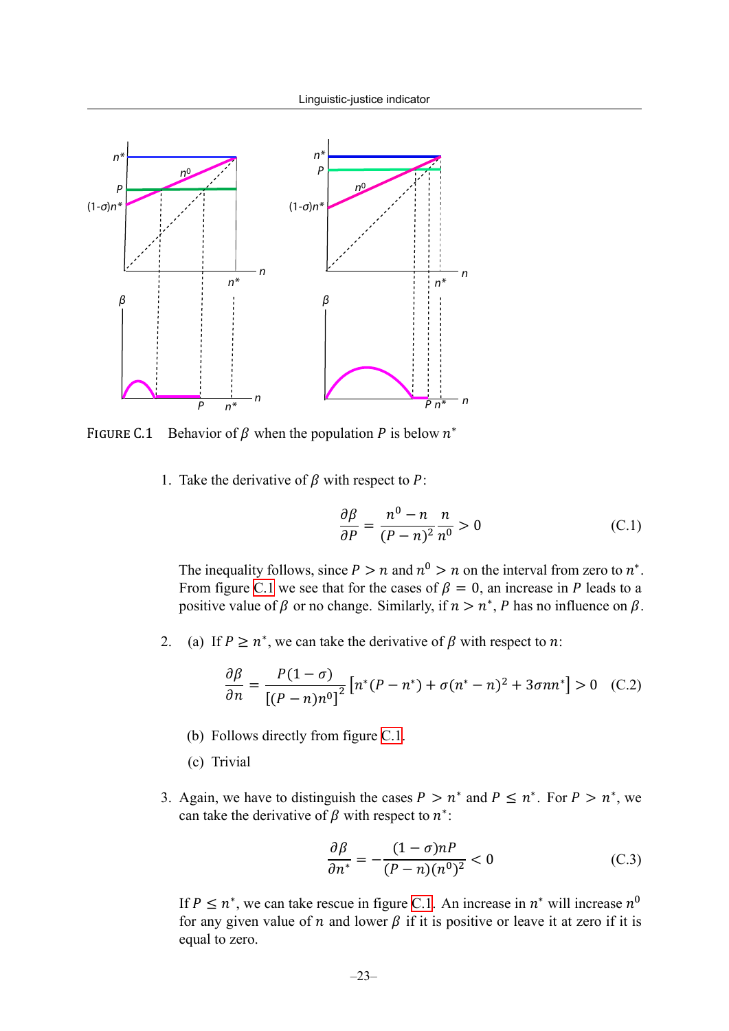FIGURE C.1 Behavior of $\beta$ when the population $P$ is below $n^*$

1. Take the derivative of $\beta$ with respect to $P$:

$$\frac{\partial \beta}{\partial P} = \frac{n^0 - n}{(P-n)^2}\frac{n}{n^0} > 0 \tag{C.1}$$

The inequality follows, since $P > n$ and $n^0 > n$ on the interval from zero to $n^*$. From figure C.1 we see that for the cases of $\beta = 0$, an increase in $P$ leads to a positive value of $\beta$ or no change. Similarly, if $n > n^*$, $P$ has no influence on $\beta$.

2. (a) If $P \geq n^*$, we can take the derivative of $\beta$ with respect to $n$:

$$\frac{\partial \beta}{\partial n} = \frac{P(1-\sigma)}{\left[(P-n)n^0\right]^2}\left[n^*(P-n^*) + \sigma(n^* - n)^2 + 3\sigma n n^*\right] > 0 \tag{C.2}$$

   (b) Follows directly from figure C.1.

   (c) Trivial

3. Again, we have to distinguish the cases $P > n^*$ and $P \leq n^*$. For $P > n^*$, we can take the derivative of $\beta$ with respect to $n^*$:

$$\frac{\partial \beta}{\partial n^*} = -\frac{(1-\sigma)nP}{(P-n)(n^0)^2} < 0 \tag{C.3}$$

If $P \leq n^*$, we can take rescue in figure C.1. An increase in $n^*$ will increase $n^0$ for any given value of $n$ and lower $\beta$ if it is positive or leave it at zero if it is equal to zero.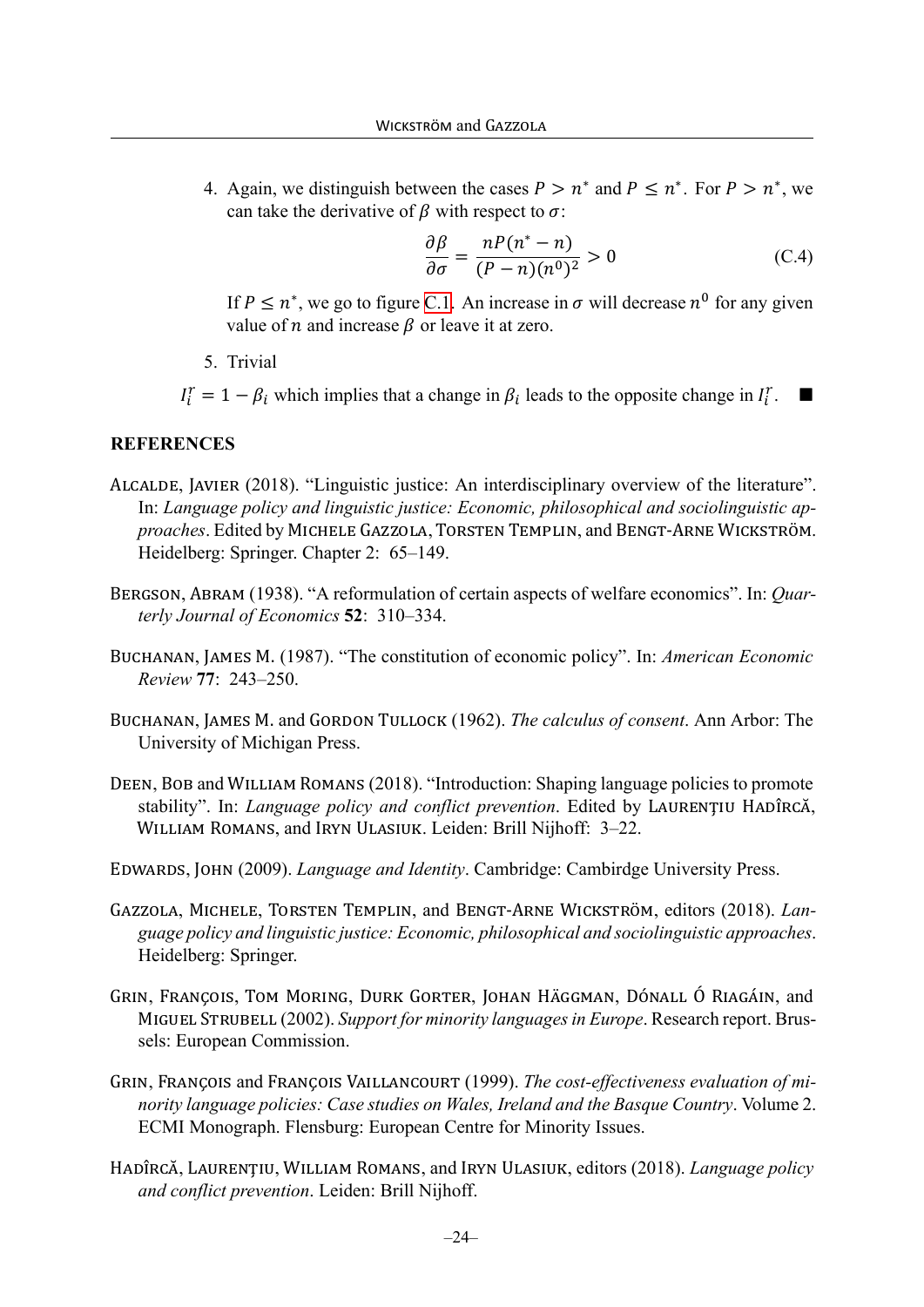4. Again, we distinguish between the cases $P > n^*$ and $P \leq n^*$. For $P > n^*$, we can take the derivative of $\beta$ with respect to $\sigma$:

$$\frac{\partial \beta}{\partial \sigma} = \frac{nP(n^* - n)}{(P - n)(n^0)^2} > 0 \tag{C.4}$$

   If $P \leq n^*$, we go to figure C.1. An increase in $\sigma$ will decrease $n^0$ for any given value of $n$ and increase $\beta$ or leave it at zero.

5. Trivial

$I_i^r = 1 - \beta_i$ which implies that a change in $\beta_i$ leads to the opposite change in $I_i^r$. ■

## REFERENCES

Alcalde, Javier (2018). "Linguistic justice: An interdisciplinary overview of the literature". In: *Language policy and linguistic justice: Economic, philosophical and sociolinguistic approaches*. Edited by Michele Gazzola, Torsten Templin, and Bengt-Arne Wickström. Heidelberg: Springer. Chapter 2: 65–149.

Bergson, Abram (1938). "A reformulation of certain aspects of welfare economics". In: *Quarterly Journal of Economics* **52**: 310–334.

Buchanan, James M. (1987). "The constitution of economic policy". In: *American Economic Review* **77**: 243–250.

Buchanan, James M. and Gordon Tullock (1962). *The calculus of consent*. Ann Arbor: The University of Michigan Press.

Deen, Bob and William Romans (2018). "Introduction: Shaping language policies to promote stability". In: *Language policy and conflict prevention*. Edited by Laurenţiu Hadîrcă, William Romans, and Iryn Ulasiuk. Leiden: Brill Nijhoff: 3–22.

Edwards, John (2009). *Language and Identity*. Cambridge: Cambirdge University Press.

Gazzola, Michele, Torsten Templin, and Bengt-Arne Wickström, editors (2018). *Language policy and linguistic justice: Economic, philosophical and sociolinguistic approaches*. Heidelberg: Springer.

Grin, François, Tom Moring, Durk Gorter, Johan Häggman, Dónall Ó Riagáin, and Miguel Strubell (2002). *Support for minority languages in Europe*. Research report. Brussels: European Commission.

Grin, François and François Vaillancourt (1999). *The cost-effectiveness evaluation of minority language policies: Case studies on Wales, Ireland and the Basque Country*. Volume 2. ECMI Monograph. Flensburg: European Centre for Minority Issues.

Hadîrcă, Laurenţiu, William Romans, and Iryn Ulasiuk, editors (2018). *Language policy and conflict prevention*. Leiden: Brill Nijhoff.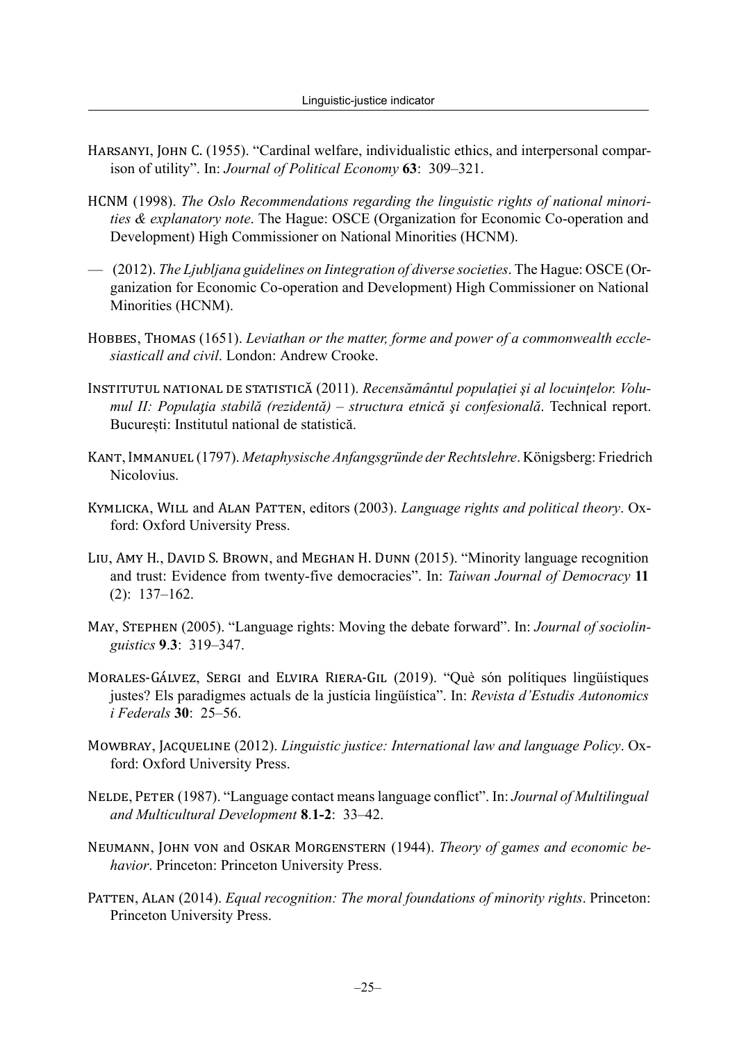Harsanyi, John C. (1955). "Cardinal welfare, individualistic ethics, and interpersonal comparison of utility". In: *Journal of Political Economy* **63**: 309–321.

HCNM (1998). *The Oslo Recommendations regarding the linguistic rights of national minorities & explanatory note*. The Hague: OSCE (Organization for Economic Co-operation and Development) High Commissioner on National Minorities (HCNM).

— (2012). *The Ljubljana guidelines on Iintegration of diverse societies*. The Hague: OSCE (Organization for Economic Co-operation and Development) High Commissioner on National Minorities (HCNM).

Hobbes, Thomas (1651). *Leviathan or the matter, forme and power of a commonwealth ecclesiasticall and civil*. London: Andrew Crooke.

Institutul national de statistică (2011). *Recensământul populaţiei şi al locuinţelor. Volumul II: Populaţia stabilă (rezidentă) – structura etnică şi confesională*. Technical report. București: Institutul national de statistică.

Kant, Immanuel (1797). *Metaphysische Anfangsgründe der Rechtslehre*. Königsberg: Friedrich Nicolovius.

Kymlicka, Will and Alan Patten, editors (2003). *Language rights and political theory*. Oxford: Oxford University Press.

Liu, Amy H., David S. Brown, and Meghan H. Dunn (2015). "Minority language recognition and trust: Evidence from twenty-five democracies". In: *Taiwan Journal of Democracy* **11** (2): 137–162.

May, Stephen (2005). "Language rights: Moving the debate forward". In: *Journal of sociolinguistics* **9**.**3**: 319–347.

Morales-Gálvez, Sergi and Elvira Riera-Gil (2019). "Què són polítiques lingüístiques justes? Els paradigmes actuals de la justícia lingüística". In: *Revista d'Estudis Autonomics i Federals* **30**: 25–56.

Mowbray, Jacqueline (2012). *Linguistic justice: International law and language Policy*. Oxford: Oxford University Press.

Nelde, Peter (1987). "Language contact means language conflict". In: *Journal of Multilingual and Multicultural Development* **8**.**1-2**: 33–42.

Neumann, John von and Oskar Morgenstern (1944). *Theory of games and economic behavior*. Princeton: Princeton University Press.

Patten, Alan (2014). *Equal recognition: The moral foundations of minority rights*. Princeton: Princeton University Press.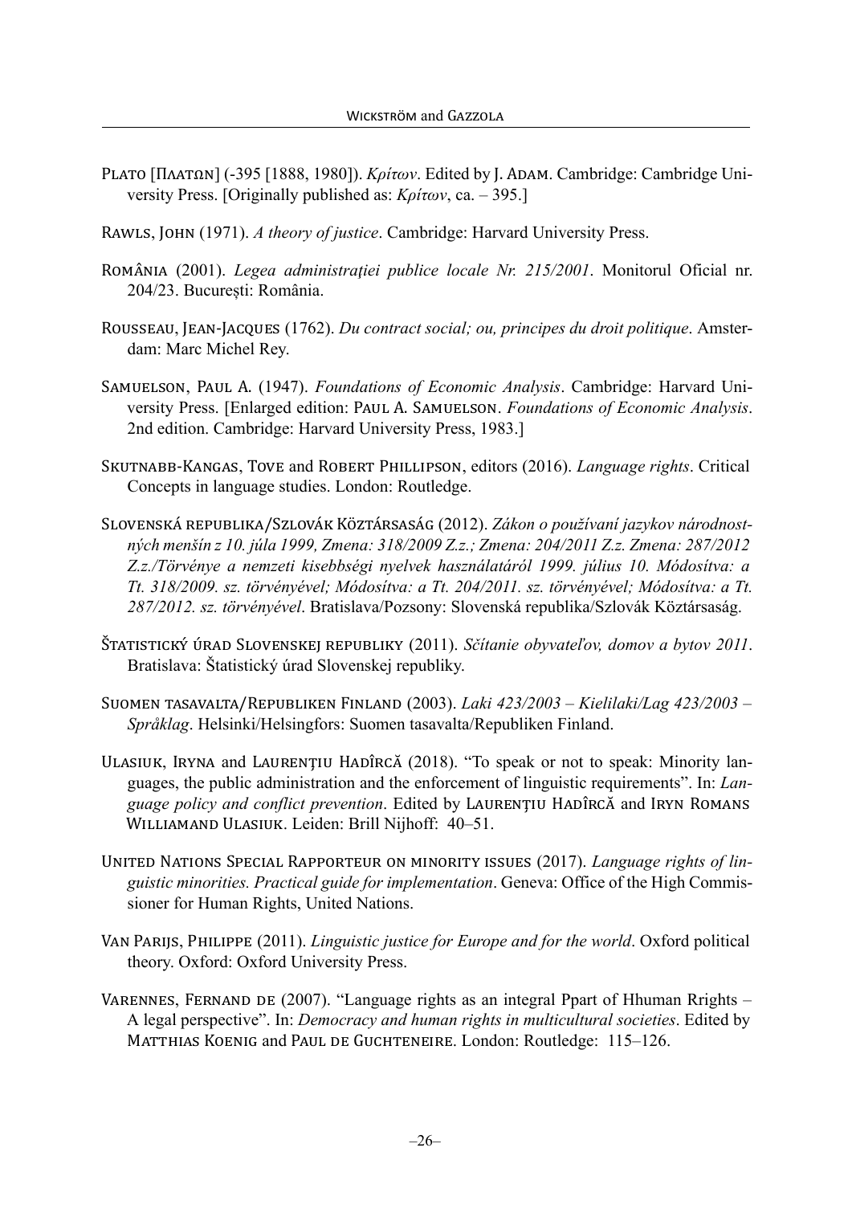Plato [Πλατων] (-395 [1888, 1980]). *Κρίτων*. Edited by J. Adam. Cambridge: Cambridge University Press. [Originally published as: *Κρίτων*, ca. – 395.]

Rawls, John (1971). *A theory of justice*. Cambridge: Harvard University Press.

România (2001). *Legea administrației publice locale Nr. 215/2001*. Monitorul Oficial nr. 204/23. București: România.

Rousseau, Jean-Jacques (1762). *Du contract social; ou, principes du droit politique*. Amsterdam: Marc Michel Rey.

Samuelson, Paul A. (1947). *Foundations of Economic Analysis*. Cambridge: Harvard University Press. [Enlarged edition: Paul A. Samuelson. *Foundations of Economic Analysis*. 2nd edition. Cambridge: Harvard University Press, 1983.]

Skutnabb-Kangas, Tove and Robert Phillipson, editors (2016). *Language rights*. Critical Concepts in language studies. London: Routledge.

Slovenská republika/Szlovák Köztársaság (2012). *Zákon o používaní jazykov národnostných menšín z 10. júla 1999, Zmena: 318/2009 Z.z.; Zmena: 204/2011 Z.z. Zmena: 287/2012 Z.z./Törvénye a nemzeti kisebbségi nyelvek használatáról 1999. július 10. Módosítva: a Tt. 318/2009. sz. törvényével; Módosítva: a Tt. 204/2011. sz. törvényével; Módosítva: a Tt. 287/2012. sz. törvényével*. Bratislava/Pozsony: Slovenská republika/Szlovák Köztársaság.

Štatistický úrad Slovenskej republiky (2011). *Sčítanie obyvateľov, domov a bytov 2011*. Bratislava: Štatistický úrad Slovenskej republiky.

Suomen tasavalta/Republiken Finland (2003). *Laki 423/2003 – Kielilaki/Lag 423/2003 – Språklag*. Helsinki/Helsingfors: Suomen tasavalta/Republiken Finland.

Ulasiuk, Iryna and Laurențiu Hadîrcă (2018). "To speak or not to speak: Minority languages, the public administration and the enforcement of linguistic requirements". In: *Language policy and conflict prevention*. Edited by Laurențiu Hadîrcă and Iryn Romans Williamand Ulasiuk. Leiden: Brill Nijhoff: 40–51.

United Nations Special Rapporteur on minority issues (2017). *Language rights of linguistic minorities. Practical guide for implementation*. Geneva: Office of the High Commissioner for Human Rights, United Nations.

Van Parijs, Philippe (2011). *Linguistic justice for Europe and for the world*. Oxford political theory. Oxford: Oxford University Press.

Varennes, Fernand de (2007). "Language rights as an integral Ppart of Hhuman Rrights – A legal perspective". In: *Democracy and human rights in multicultural societies*. Edited by Matthias Koenig and Paul de Guchteneire. London: Routledge: 115–126.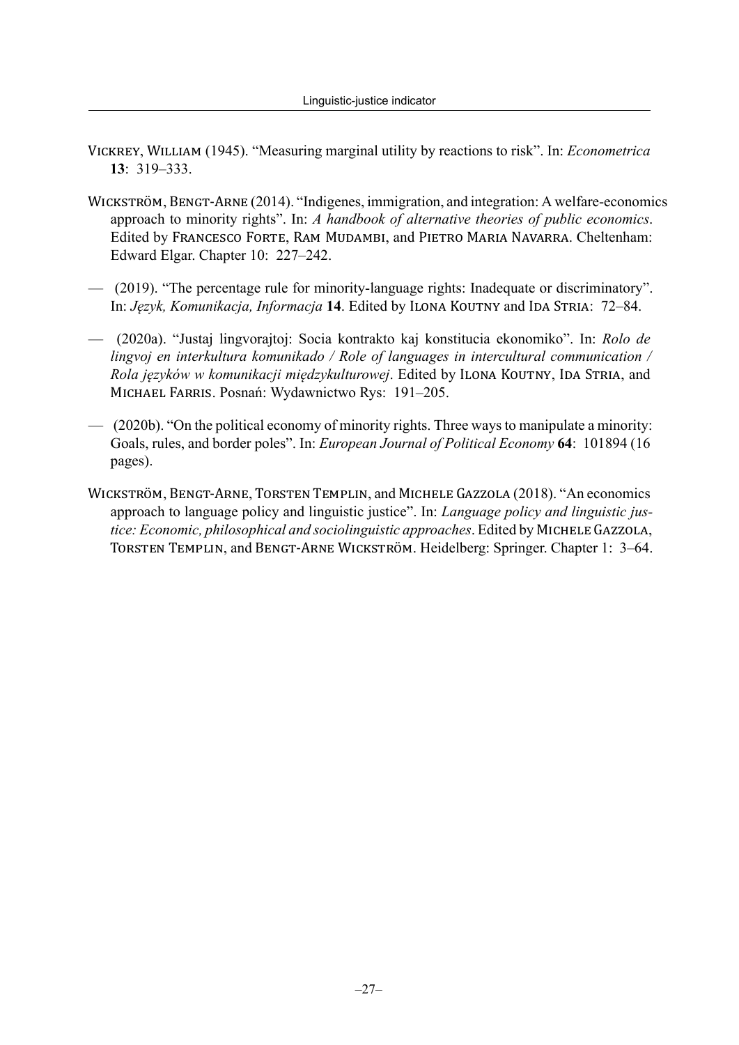Vickrey, William (1945). "Measuring marginal utility by reactions to risk". In: *Econometrica* **13**: 319–333.

Wickström, Bengt-Arne (2014). "Indigenes, immigration, and integration: A welfare-economics approach to minority rights". In: *A handbook of alternative theories of public economics*. Edited by Francesco Forte, Ram Mudambi, and Pietro Maria Navarra. Cheltenham: Edward Elgar. Chapter 10: 227–242.

— (2019). "The percentage rule for minority-language rights: Inadequate or discriminatory". In: *Język, Komunikacja, Informacja* **14**. Edited by Ilona Koutny and Ida Stria: 72–84.

— (2020a). "Justaj lingvorajtoj: Socia kontrakto kaj konstitucia ekonomiko". In: *Rolo de lingvoj en interkultura komunikado / Role of languages in intercultural communication / Rola języków w komunikacji międzykulturowej*. Edited by Ilona Koutny, Ida Stria, and Michael Farris. Posnań: Wydawnictwo Rys: 191–205.

— (2020b). "On the political economy of minority rights. Three ways to manipulate a minority: Goals, rules, and border poles". In: *European Journal of Political Economy* **64**: 101894 (16 pages).

Wickström, Bengt-Arne, Torsten Templin, and Michele Gazzola (2018). "An economics approach to language policy and linguistic justice". In: *Language policy and linguistic justice: Economic, philosophical and sociolinguistic approaches*. Edited by Michele Gazzola, Torsten Templin, and Bengt-Arne Wickström. Heidelberg: Springer. Chapter 1: 3–64.